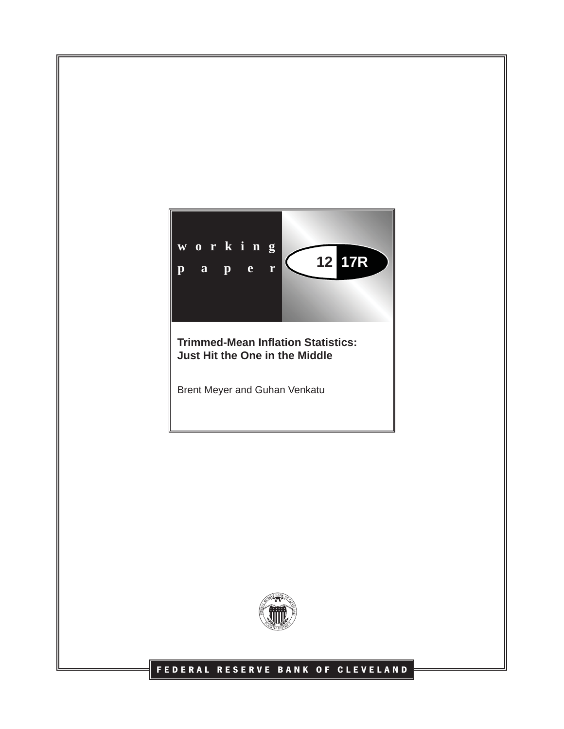working paper

12 17R

**Trimmed-Mean Inflation Statistics: Just Hit the One in the Middle**

Brent Meyer and Guhan Venkatu

FEDERAL RESERVE BANK OF CLEVELAND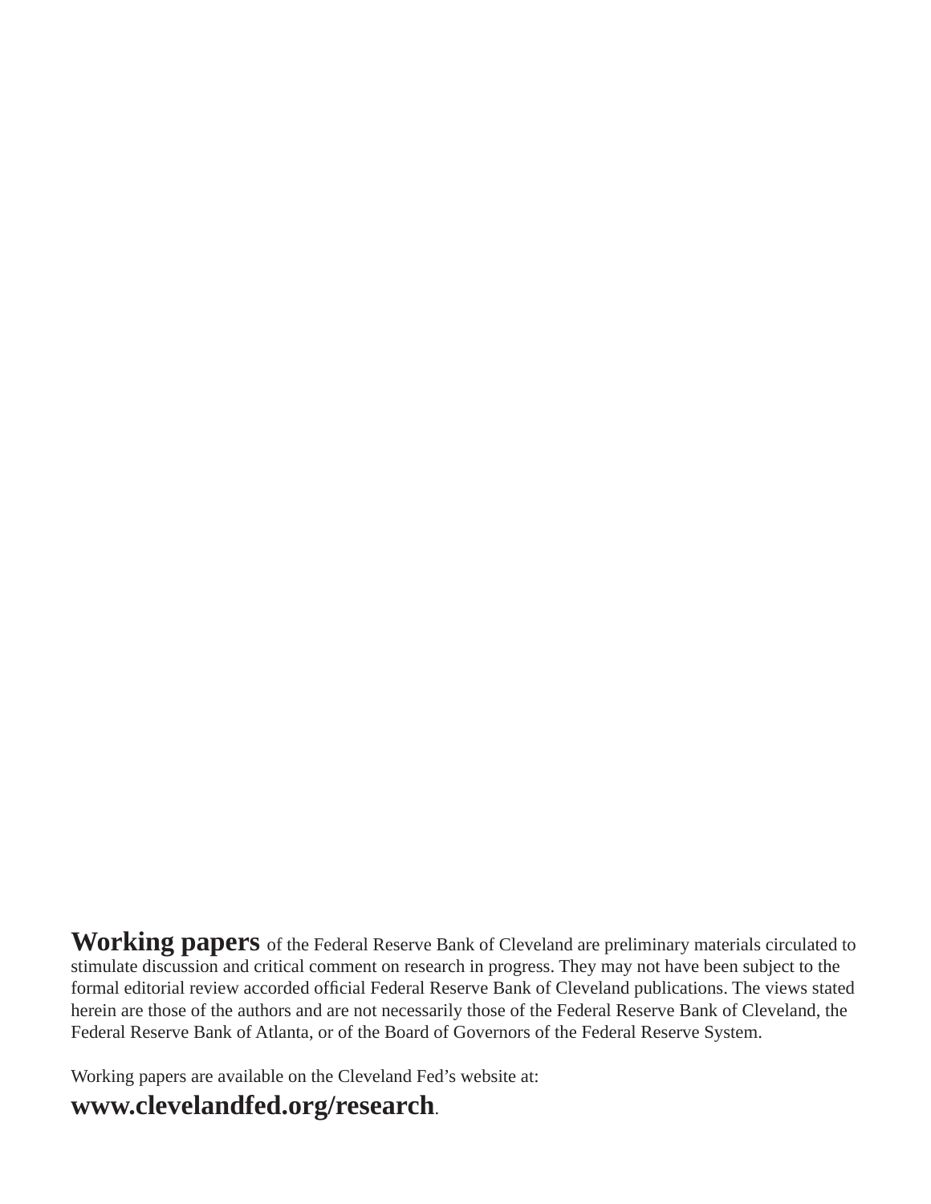**Working papers** of the Federal Reserve Bank of Cleveland are preliminary materials circulated to stimulate discussion and critical comment on research in progress. They may not have been subject to the formal editorial review accorded official Federal Reserve Bank of Cleveland publications. The views stated herein are those of the authors and are not necessarily those of the Federal Reserve Bank of Cleveland, the Federal Reserve Bank of Atlanta, or of the Board of Governors of the Federal Reserve System.

Working papers are available on the Cleveland Fed's website at:

**www.clevelandfed.org/research**.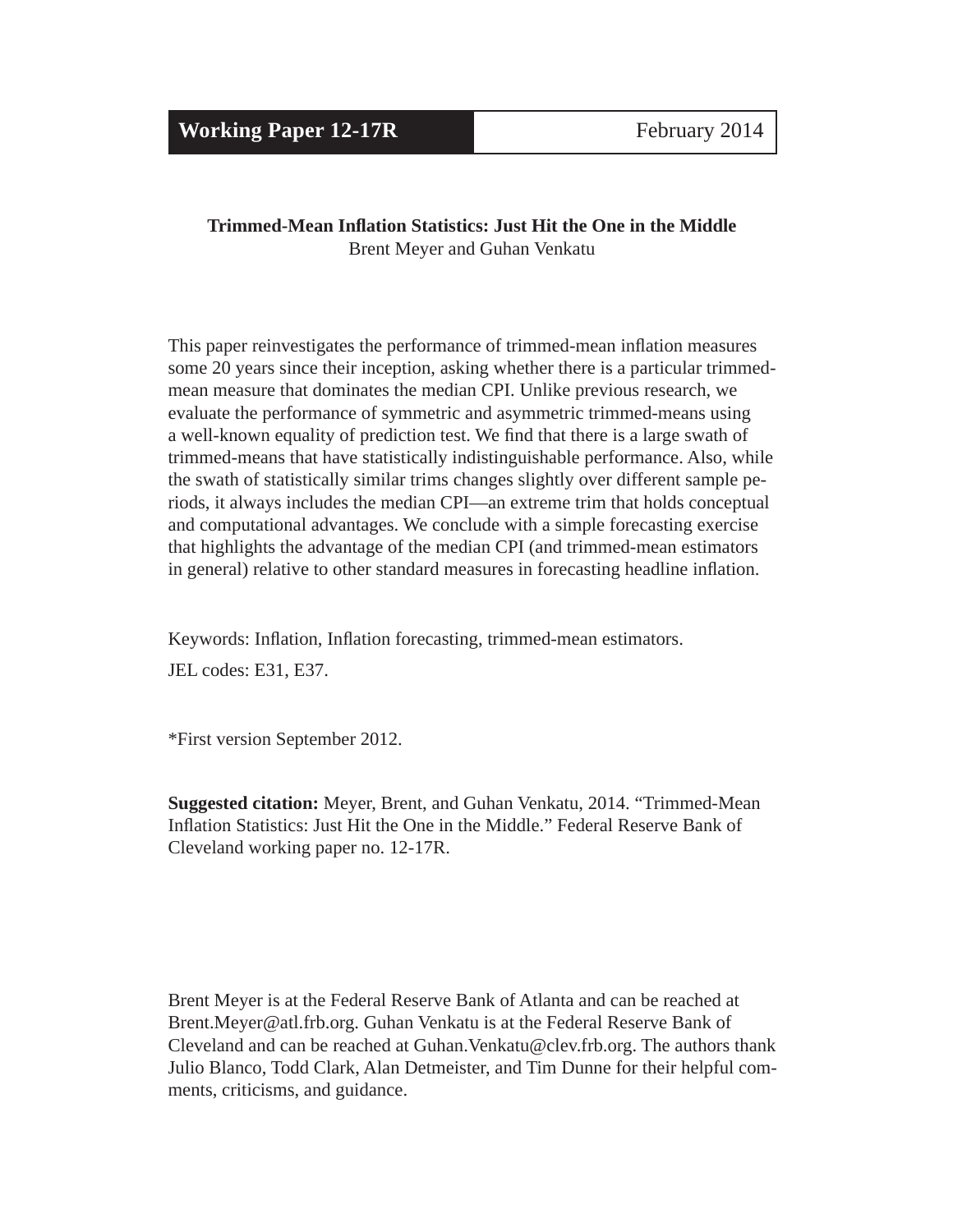**Working Paper 12-17R** | February 2014

**Trimmed-Mean Inflation Statistics: Just Hit the One in the Middle**
Brent Meyer and Guhan Venkatu

This paper reinvestigates the performance of trimmed-mean inflation measures some 20 years since their inception, asking whether there is a particular trimmed-mean measure that dominates the median CPI. Unlike previous research, we evaluate the performance of symmetric and asymmetric trimmed-means using a well-known equality of prediction test. We find that there is a large swath of trimmed-means that have statistically indistinguishable performance. Also, while the swath of statistically similar trims changes slightly over different sample periods, it always includes the median CPI—an extreme trim that holds conceptual and computational advantages. We conclude with a simple forecasting exercise that highlights the advantage of the median CPI (and trimmed-mean estimators in general) relative to other standard measures in forecasting headline inflation.

Keywords: Inflation, Inflation forecasting, trimmed-mean estimators.

JEL codes: E31, E37.

*First version September 2012.

**Suggested citation:** Meyer, Brent, and Guhan Venkatu, 2014. "Trimmed-Mean Inflation Statistics: Just Hit the One in the Middle." Federal Reserve Bank of Cleveland working paper no. 12-17R.

Brent Meyer is at the Federal Reserve Bank of Atlanta and can be reached at Brent.Meyer@atl.frb.org. Guhan Venkatu is at the Federal Reserve Bank of Cleveland and can be reached at Guhan.Venkatu@clev.frb.org. The authors thank Julio Blanco, Todd Clark, Alan Detmeister, and Tim Dunne for their helpful comments, criticisms, and guidance.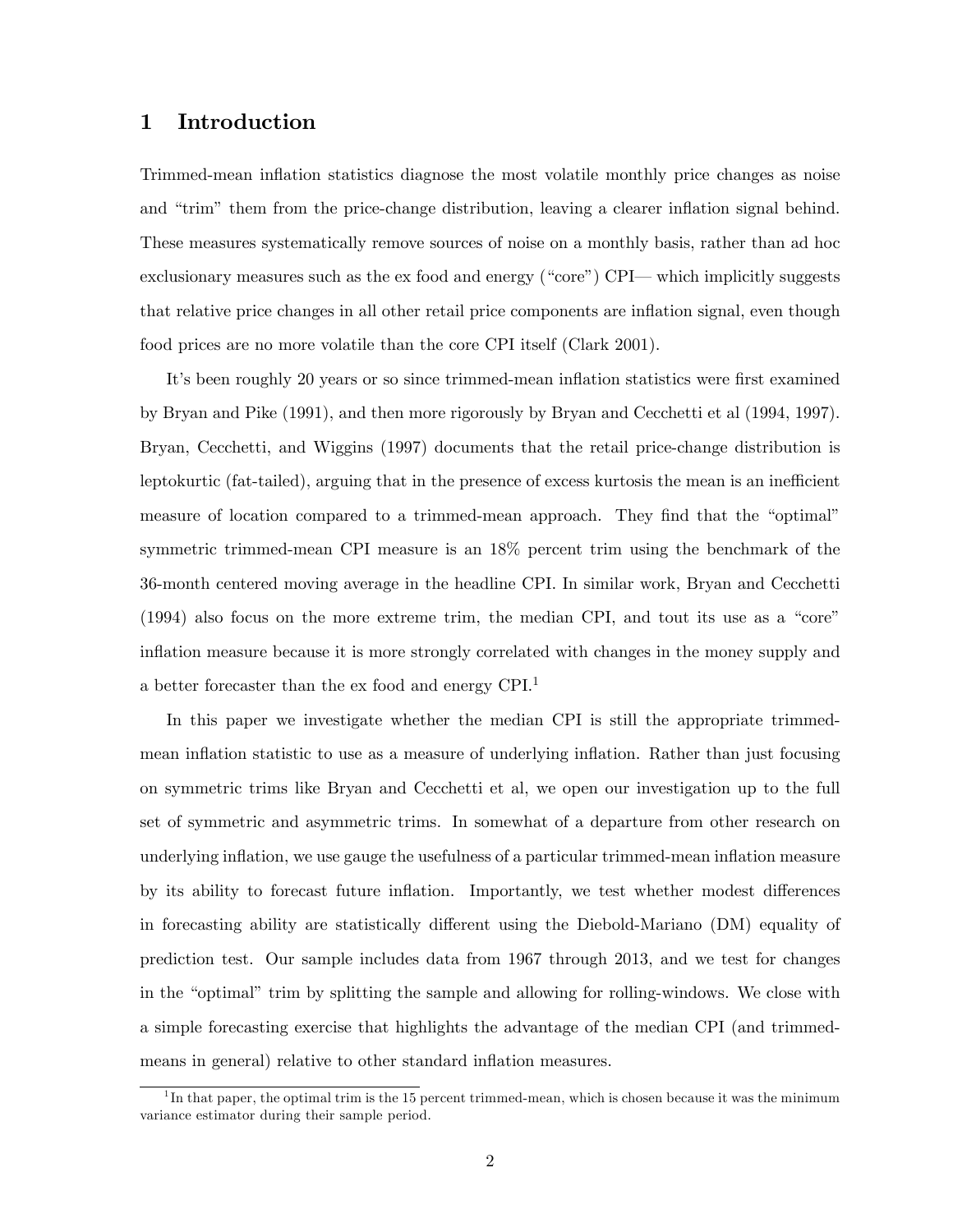# 1 Introduction

Trimmed-mean inflation statistics diagnose the most volatile monthly price changes as noise and "trim" them from the price-change distribution, leaving a clearer inflation signal behind. These measures systematically remove sources of noise on a monthly basis, rather than ad hoc exclusionary measures such as the ex food and energy ("core") CPI— which implicitly suggests that relative price changes in all other retail price components are inflation signal, even though food prices are no more volatile than the core CPI itself (Clark 2001).

It's been roughly 20 years or so since trimmed-mean inflation statistics were first examined by Bryan and Pike (1991), and then more rigorously by Bryan and Cecchetti et al (1994, 1997). Bryan, Cecchetti, and Wiggins (1997) documents that the retail price-change distribution is leptokurtic (fat-tailed), arguing that in the presence of excess kurtosis the mean is an inefficient measure of location compared to a trimmed-mean approach. They find that the "optimal" symmetric trimmed-mean CPI measure is an 18% percent trim using the benchmark of the 36-month centered moving average in the headline CPI. In similar work, Bryan and Cecchetti (1994) also focus on the more extreme trim, the median CPI, and tout its use as a "core" inflation measure because it is more strongly correlated with changes in the money supply and a better forecaster than the ex food and energy CPI.[1]

In this paper we investigate whether the median CPI is still the appropriate trimmed-mean inflation statistic to use as a measure of underlying inflation. Rather than just focusing on symmetric trims like Bryan and Cecchetti et al, we open our investigation up to the full set of symmetric and asymmetric trims. In somewhat of a departure from other research on underlying inflation, we use gauge the usefulness of a particular trimmed-mean inflation measure by its ability to forecast future inflation. Importantly, we test whether modest differences in forecasting ability are statistically different using the Diebold-Mariano (DM) equality of prediction test. Our sample includes data from 1967 through 2013, and we test for changes in the "optimal" trim by splitting the sample and allowing for rolling-windows. We close with a simple forecasting exercise that highlights the advantage of the median CPI (and trimmed-means in general) relative to other standard inflation measures.

[1] In that paper, the optimal trim is the 15 percent trimmed-mean, which is chosen because it was the minimum variance estimator during their sample period.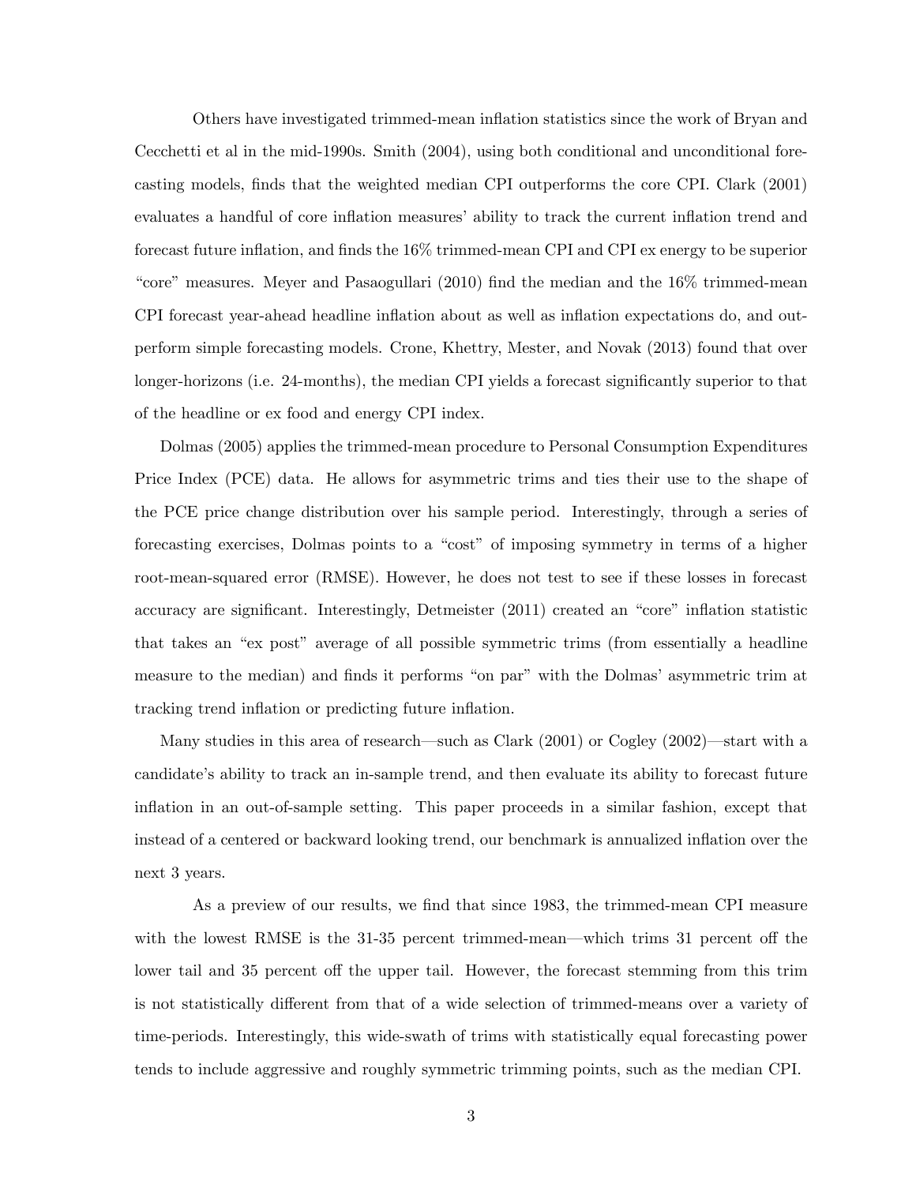Others have investigated trimmed-mean inflation statistics since the work of Bryan and Cecchetti et al in the mid-1990s. Smith (2004), using both conditional and unconditional forecasting models, finds that the weighted median CPI outperforms the core CPI. Clark (2001) evaluates a handful of core inflation measures' ability to track the current inflation trend and forecast future inflation, and finds the 16% trimmed-mean CPI and CPI ex energy to be superior "core" measures. Meyer and Pasaogullari (2010) find the median and the 16% trimmed-mean CPI forecast year-ahead headline inflation about as well as inflation expectations do, and outperform simple forecasting models. Crone, Khettry, Mester, and Novak (2013) found that over longer-horizons (i.e. 24-months), the median CPI yields a forecast significantly superior to that of the headline or ex food and energy CPI index.

Dolmas (2005) applies the trimmed-mean procedure to Personal Consumption Expenditures Price Index (PCE) data. He allows for asymmetric trims and ties their use to the shape of the PCE price change distribution over his sample period. Interestingly, through a series of forecasting exercises, Dolmas points to a "cost" of imposing symmetry in terms of a higher root-mean-squared error (RMSE). However, he does not test to see if these losses in forecast accuracy are significant. Interestingly, Detmeister (2011) created an "core" inflation statistic that takes an "ex post" average of all possible symmetric trims (from essentially a headline measure to the median) and finds it performs "on par" with the Dolmas' asymmetric trim at tracking trend inflation or predicting future inflation.

Many studies in this area of research—such as Clark (2001) or Cogley (2002)—start with a candidate's ability to track an in-sample trend, and then evaluate its ability to forecast future inflation in an out-of-sample setting. This paper proceeds in a similar fashion, except that instead of a centered or backward looking trend, our benchmark is annualized inflation over the next 3 years.

As a preview of our results, we find that since 1983, the trimmed-mean CPI measure with the lowest RMSE is the 31-35 percent trimmed-mean—which trims 31 percent off the lower tail and 35 percent off the upper tail. However, the forecast stemming from this trim is not statistically different from that of a wide selection of trimmed-means over a variety of time-periods. Interestingly, this wide-swath of trims with statistically equal forecasting power tends to include aggressive and roughly symmetric trimming points, such as the median CPI.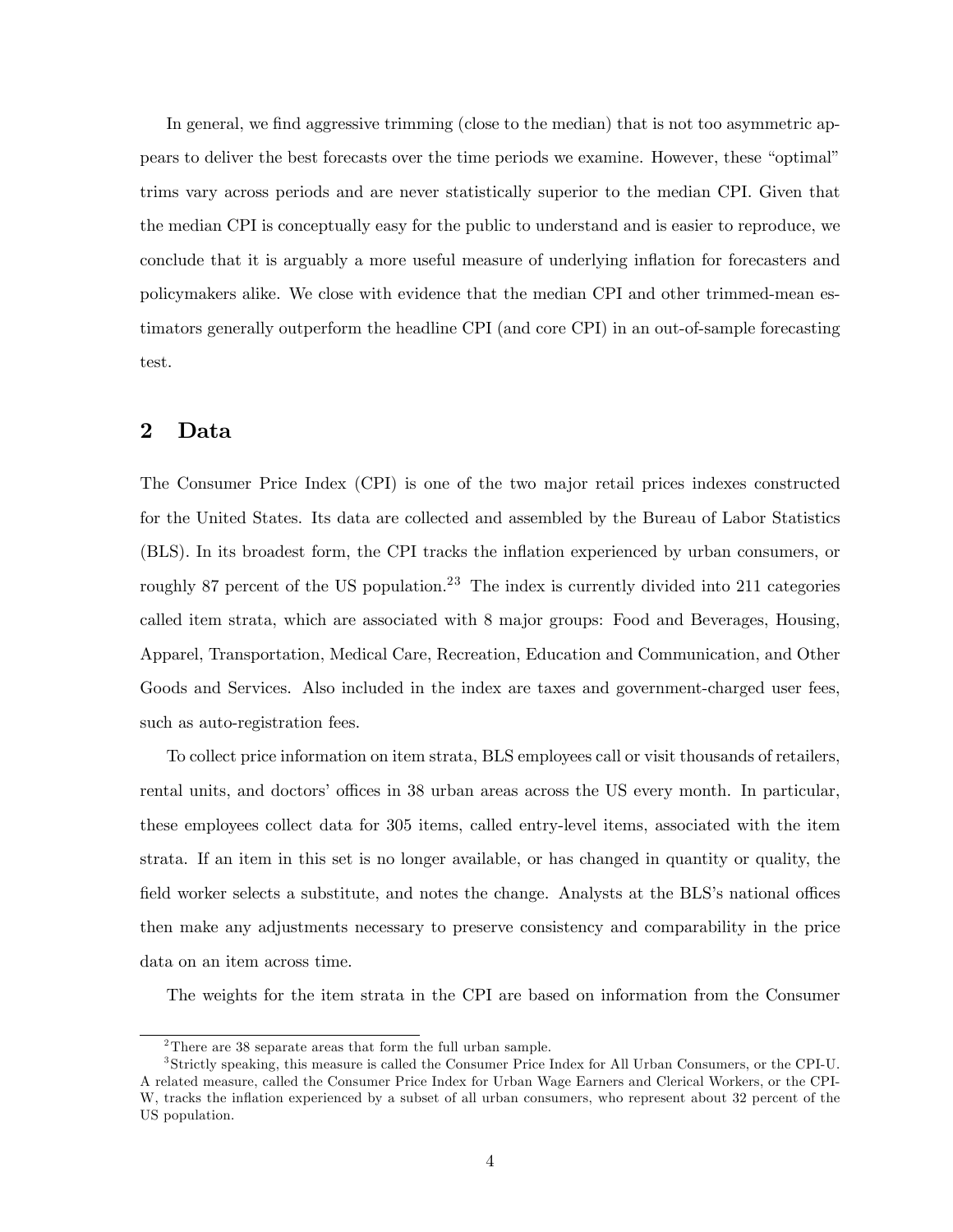In general, we find aggressive trimming (close to the median) that is not too asymmetric appears to deliver the best forecasts over the time periods we examine. However, these "optimal" trims vary across periods and are never statistically superior to the median CPI. Given that the median CPI is conceptually easy for the public to understand and is easier to reproduce, we conclude that it is arguably a more useful measure of underlying inflation for forecasters and policymakers alike. We close with evidence that the median CPI and other trimmed-mean estimators generally outperform the headline CPI (and core CPI) in an out-of-sample forecasting test.

## 2 Data

The Consumer Price Index (CPI) is one of the two major retail prices indexes constructed for the United States. Its data are collected and assembled by the Bureau of Labor Statistics (BLS). In its broadest form, the CPI tracks the inflation experienced by urban consumers, or roughly 87 percent of the US population.[2][3] The index is currently divided into 211 categories called item strata, which are associated with 8 major groups: Food and Beverages, Housing, Apparel, Transportation, Medical Care, Recreation, Education and Communication, and Other Goods and Services. Also included in the index are taxes and government-charged user fees, such as auto-registration fees.

To collect price information on item strata, BLS employees call or visit thousands of retailers, rental units, and doctors' offices in 38 urban areas across the US every month. In particular, these employees collect data for 305 items, called entry-level items, associated with the item strata. If an item in this set is no longer available, or has changed in quantity or quality, the field worker selects a substitute, and notes the change. Analysts at the BLS's national offices then make any adjustments necessary to preserve consistency and comparability in the price data on an item across time.

The weights for the item strata in the CPI are based on information from the Consumer

[2] There are 38 separate areas that form the full urban sample.

[3] Strictly speaking, this measure is called the Consumer Price Index for All Urban Consumers, or the CPI-U. A related measure, called the Consumer Price Index for Urban Wage Earners and Clerical Workers, or the CPI-W, tracks the inflation experienced by a subset of all urban consumers, who represent about 32 percent of the US population.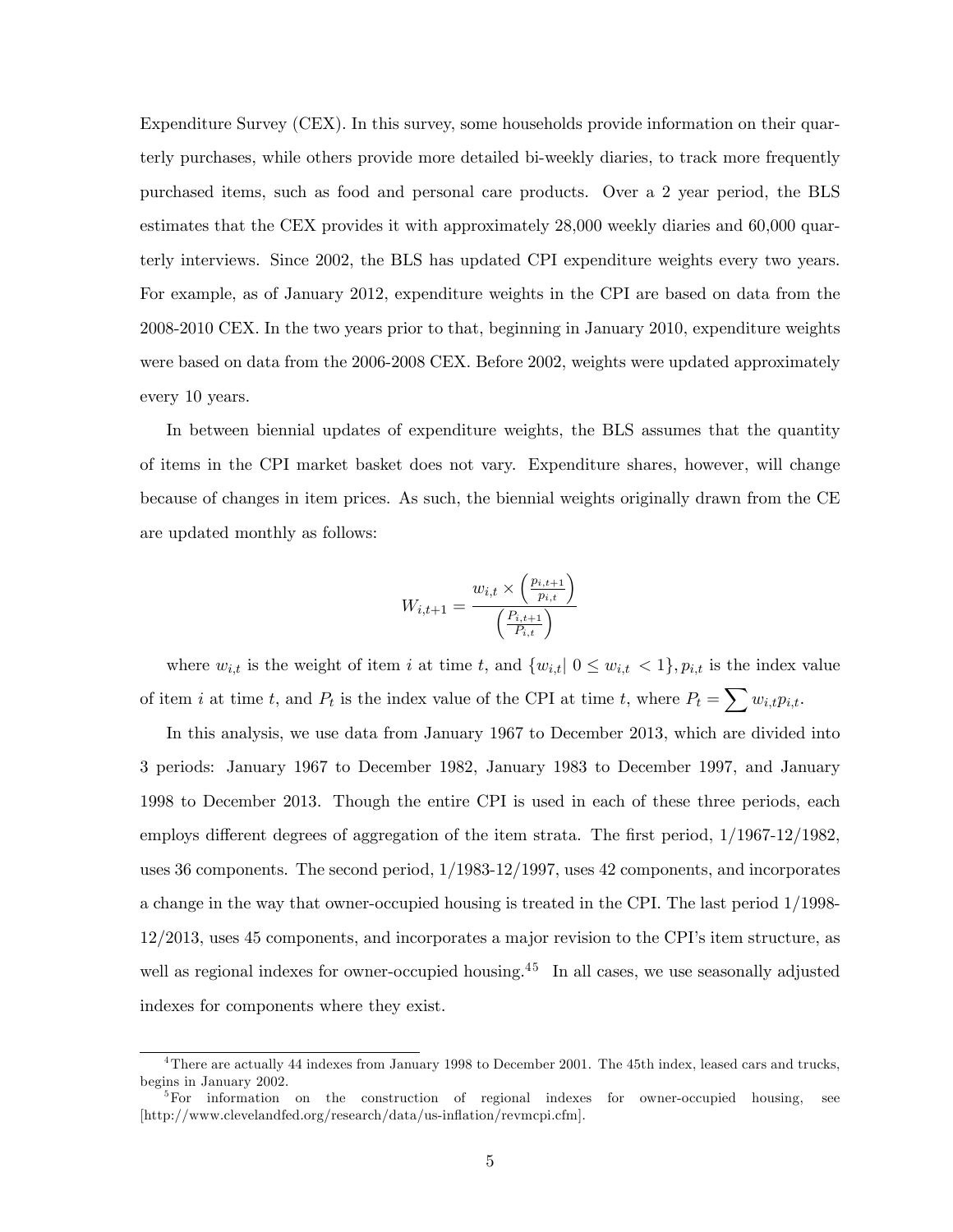Expenditure Survey (CEX). In this survey, some households provide information on their quarterly purchases, while others provide more detailed bi-weekly diaries, to track more frequently purchased items, such as food and personal care products. Over a 2 year period, the BLS estimates that the CEX provides it with approximately 28,000 weekly diaries and 60,000 quarterly interviews. Since 2002, the BLS has updated CPI expenditure weights every two years. For example, as of January 2012, expenditure weights in the CPI are based on data from the 2008-2010 CEX. In the two years prior to that, beginning in January 2010, expenditure weights were based on data from the 2006-2008 CEX. Before 2002, weights were updated approximately every 10 years.

In between biennial updates of expenditure weights, the BLS assumes that the quantity of items in the CPI market basket does not vary. Expenditure shares, however, will change because of changes in item prices. As such, the biennial weights originally drawn from the CE are updated monthly as follows:

$$W_{i,t+1} = \frac{w_{i,t} \times \left(\frac{p_{i,t+1}}{p_{i,t}}\right)}{\left(\frac{P_{i,t+1}}{P_{i,t}}\right)}$$

where $w_{i,t}$ is the weight of item $i$ at time $t$, and $\{w_{i,t} | \ 0 \leq w_{i,t} \ < 1\}, p_{i,t}$ is the index value of item $i$ at time $t$, and $P_t$ is the index value of the CPI at time $t$, where $P_t = \sum w_{i,t} p_{i,t}$.

In this analysis, we use data from January 1967 to December 2013, which are divided into 3 periods: January 1967 to December 1982, January 1983 to December 1997, and January 1998 to December 2013. Though the entire CPI is used in each of these three periods, each employs different degrees of aggregation of the item strata. The first period, 1/1967-12/1982, uses 36 components. The second period, 1/1983-12/1997, uses 42 components, and incorporates a change in the way that owner-occupied housing is treated in the CPI. The last period 1/1998-12/2013, uses 45 components, and incorporates a major revision to the CPI's item structure, as well as regional indexes for owner-occupied housing.[4][5] In all cases, we use seasonally adjusted indexes for components where they exist.

[4] There are actually 44 indexes from January 1998 to December 2001. The 45th index, leased cars and trucks, begins in January 2002.

[5] For information on the construction of regional indexes for owner-occupied housing, see [http://www.clevelandfed.org/research/data/us-inflation/revmcpi.cfm].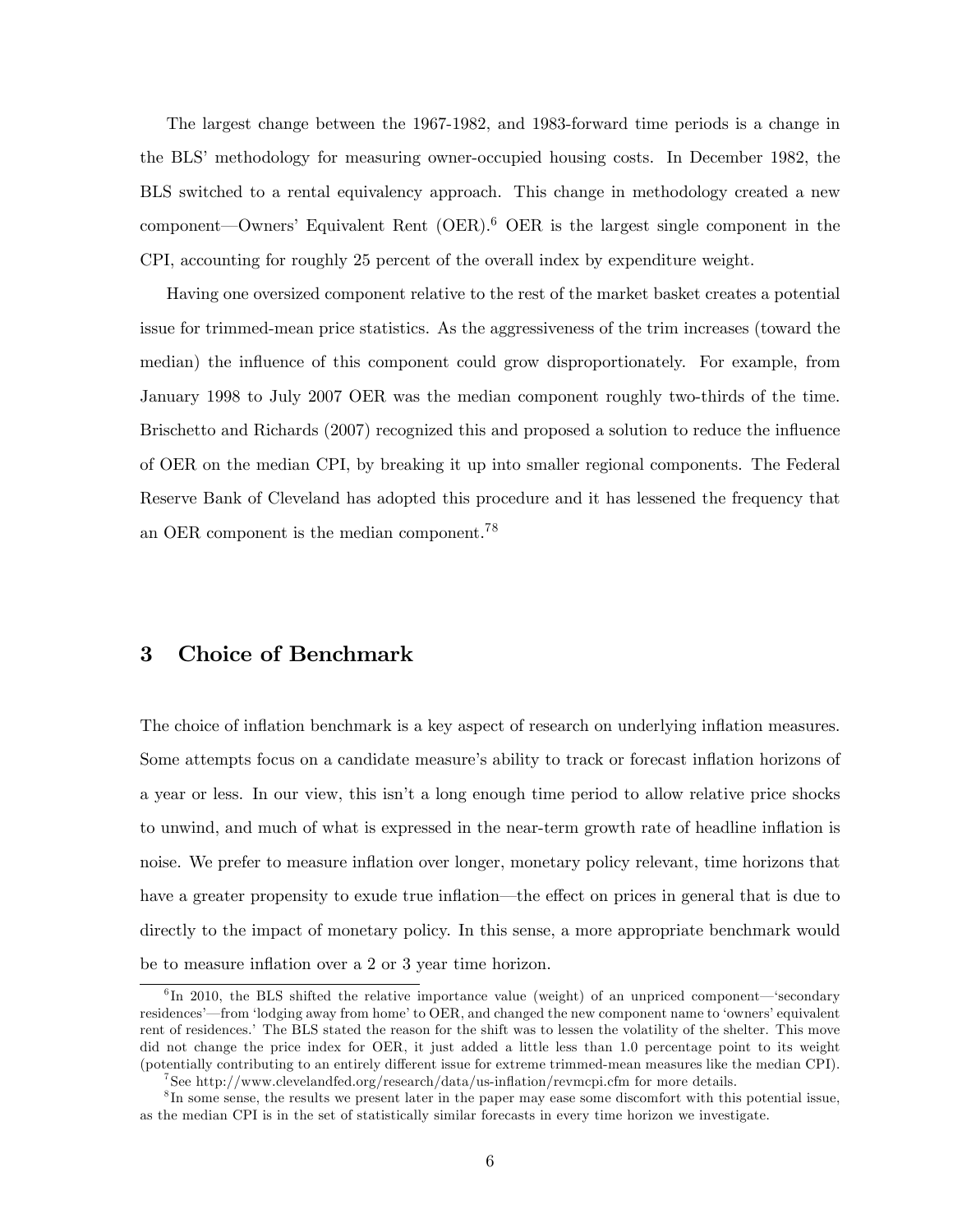The largest change between the 1967-1982, and 1983-forward time periods is a change in the BLS' methodology for measuring owner-occupied housing costs. In December 1982, the BLS switched to a rental equivalency approach. This change in methodology created a new component—Owners' Equivalent Rent (OER).[6] OER is the largest single component in the CPI, accounting for roughly 25 percent of the overall index by expenditure weight.

Having one oversized component relative to the rest of the market basket creates a potential issue for trimmed-mean price statistics. As the aggressiveness of the trim increases (toward the median) the influence of this component could grow disproportionately. For example, from January 1998 to July 2007 OER was the median component roughly two-thirds of the time. Brischetto and Richards (2007) recognized this and proposed a solution to reduce the influence of OER on the median CPI, by breaking it up into smaller regional components. The Federal Reserve Bank of Cleveland has adopted this procedure and it has lessened the frequency that an OER component is the median component.[7][8]

## 3 Choice of Benchmark

The choice of inflation benchmark is a key aspect of research on underlying inflation measures. Some attempts focus on a candidate measure's ability to track or forecast inflation horizons of a year or less. In our view, this isn't a long enough time period to allow relative price shocks to unwind, and much of what is expressed in the near-term growth rate of headline inflation is noise. We prefer to measure inflation over longer, monetary policy relevant, time horizons that have a greater propensity to exude true inflation—the effect on prices in general that is due to directly to the impact of monetary policy. In this sense, a more appropriate benchmark would be to measure inflation over a 2 or 3 year time horizon.

[6] In 2010, the BLS shifted the relative importance value (weight) of an unpriced component—'secondary residences'—from 'lodging away from home' to OER, and changed the new component name to 'owners' equivalent rent of residences.' The BLS stated the reason for the shift was to lessen the volatility of the shelter. This move did not change the price index for OER, it just added a little less than 1.0 percentage point to its weight (potentially contributing to an entirely different issue for extreme trimmed-mean measures like the median CPI).

[7] See http://www.clevelandfed.org/research/data/us-inflation/revmcpi.cfm for more details.

[8] In some sense, the results we present later in the paper may ease some discomfort with this potential issue, as the median CPI is in the set of statistically similar forecasts in every time horizon we investigate.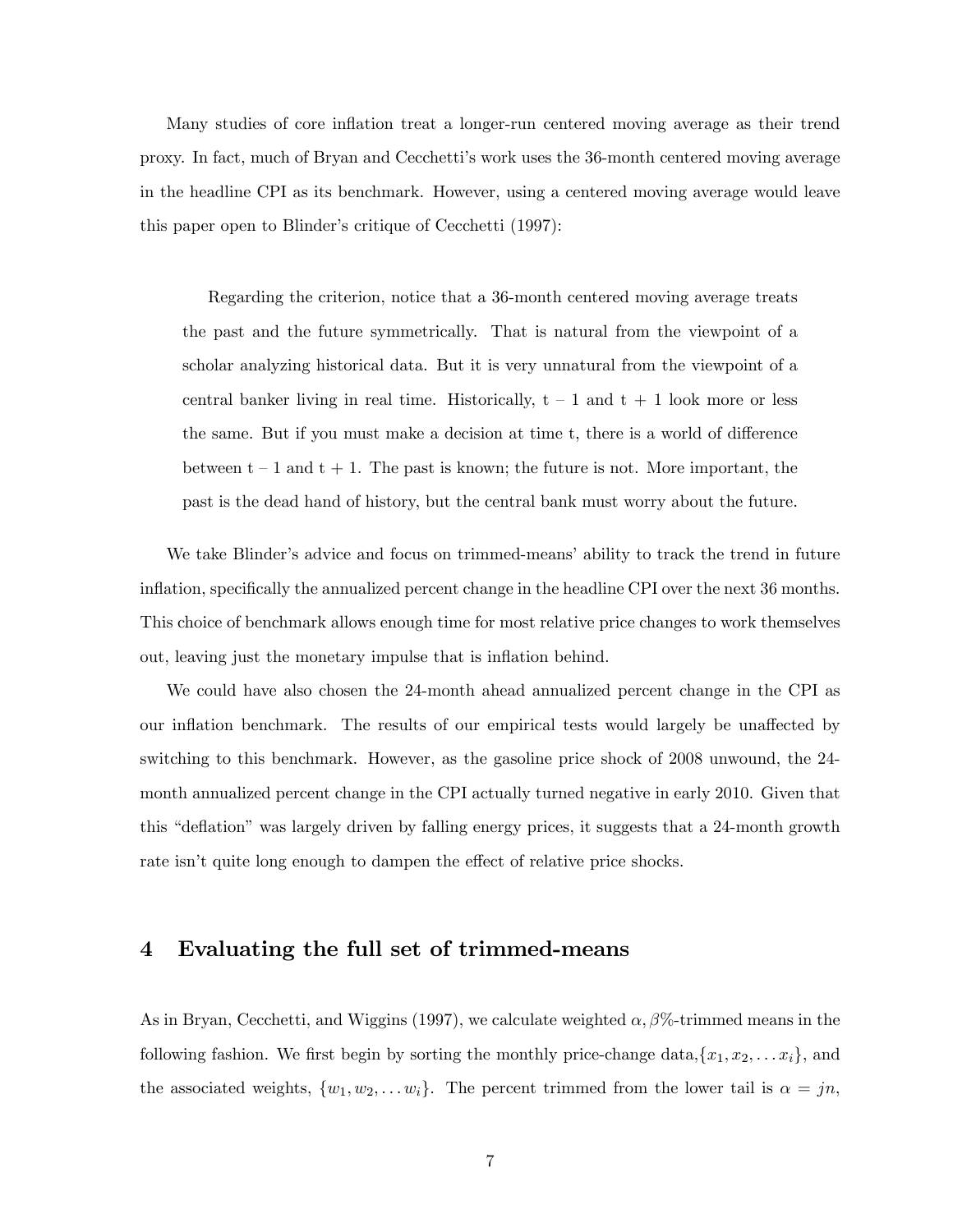Many studies of core inflation treat a longer-run centered moving average as their trend proxy. In fact, much of Bryan and Cecchetti's work uses the 36-month centered moving average in the headline CPI as its benchmark. However, using a centered moving average would leave this paper open to Blinder's critique of Cecchetti (1997):

> Regarding the criterion, notice that a 36-month centered moving average treats the past and the future symmetrically. That is natural from the viewpoint of a scholar analyzing historical data. But it is very unnatural from the viewpoint of a central banker living in real time. Historically, t – 1 and t + 1 look more or less the same. But if you must make a decision at time t, there is a world of difference between t – 1 and t + 1. The past is known; the future is not. More important, the past is the dead hand of history, but the central bank must worry about the future.

We take Blinder's advice and focus on trimmed-means' ability to track the trend in future inflation, specifically the annualized percent change in the headline CPI over the next 36 months. This choice of benchmark allows enough time for most relative price changes to work themselves out, leaving just the monetary impulse that is inflation behind.

We could have also chosen the 24-month ahead annualized percent change in the CPI as our inflation benchmark. The results of our empirical tests would largely be unaffected by switching to this benchmark. However, as the gasoline price shock of 2008 unwound, the 24-month annualized percent change in the CPI actually turned negative in early 2010. Given that this "deflation" was largely driven by falling energy prices, it suggests that a 24-month growth rate isn't quite long enough to dampen the effect of relative price shocks.

## 4 Evaluating the full set of trimmed-means

As in Bryan, Cecchetti, and Wiggins (1997), we calculate weighted $\alpha, \beta$%-trimmed means in the following fashion. We first begin by sorting the monthly price-change data, $\{x_1, x_2, \ldots x_i\}$, and the associated weights, $\{w_1, w_2, \ldots w_i\}$. The percent trimmed from the lower tail is $\alpha = jn$,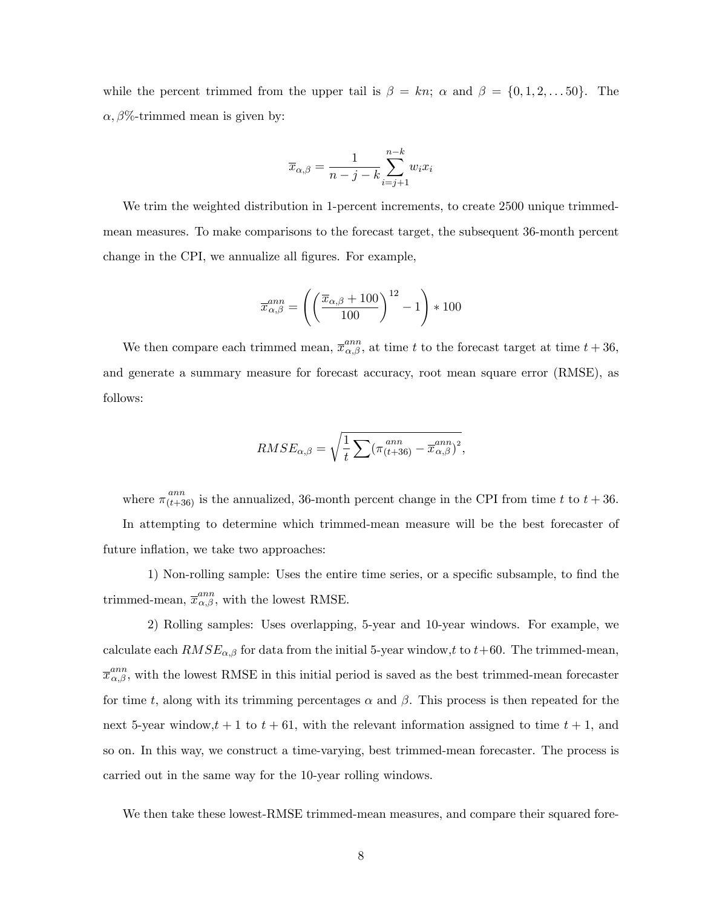while the percent trimmed from the upper tail is $\beta = kn$; $\alpha$ and $\beta = \{0, 1, 2, \ldots 50\}$. The $\alpha, \beta$%-trimmed mean is given by:

$$\overline{x}_{\alpha,\beta} = \frac{1}{n-j-k} \sum_{i=j+1}^{n-k} w_i x_i$$

We trim the weighted distribution in 1-percent increments, to create 2500 unique trimmed-mean measures. To make comparisons to the forecast target, the subsequent 36-month percent change in the CPI, we annualize all figures. For example,

$$\overline{x}_{\alpha,\beta}^{ann} = \left( \left( \frac{\overline{x}_{\alpha,\beta} + 100}{100} \right)^{12} - 1 \right) * 100$$

We then compare each trimmed mean, $\overline{x}_{\alpha,\beta}^{ann}$, at time $t$ to the forecast target at time $t + 36$, and generate a summary measure for forecast accuracy, root mean square error (RMSE), as follows:

$$RMSE_{\alpha,\beta} = \sqrt{\frac{1}{t} \sum (\pi_{(t+36)}^{ann} - \overline{x}_{\alpha,\beta}^{ann})^2},$$

where $\pi_{(t+36)}^{ann}$ is the annualized, 36-month percent change in the CPI from time $t$ to $t + 36$.

In attempting to determine which trimmed-mean measure will be the best forecaster of future inflation, we take two approaches:

1) Non-rolling sample: Uses the entire time series, or a specific subsample, to find the trimmed-mean, $\overline{x}_{\alpha,\beta}^{ann}$, with the lowest RMSE.

2) Rolling samples: Uses overlapping, 5-year and 10-year windows. For example, we calculate each $RMSE_{\alpha,\beta}$ for data from the initial 5-year window, $t$ to $t+60$. The trimmed-mean, $\overline{x}_{\alpha,\beta}^{ann}$, with the lowest RMSE in this initial period is saved as the best trimmed-mean forecaster for time $t$, along with its trimming percentages $\alpha$ and $\beta$. This process is then repeated for the next 5-year window, $t + 1$ to $t + 61$, with the relevant information assigned to time $t + 1$, and so on. In this way, we construct a time-varying, best trimmed-mean forecaster. The process is carried out in the same way for the 10-year rolling windows.

We then take these lowest-RMSE trimmed-mean measures, and compare their squared fore-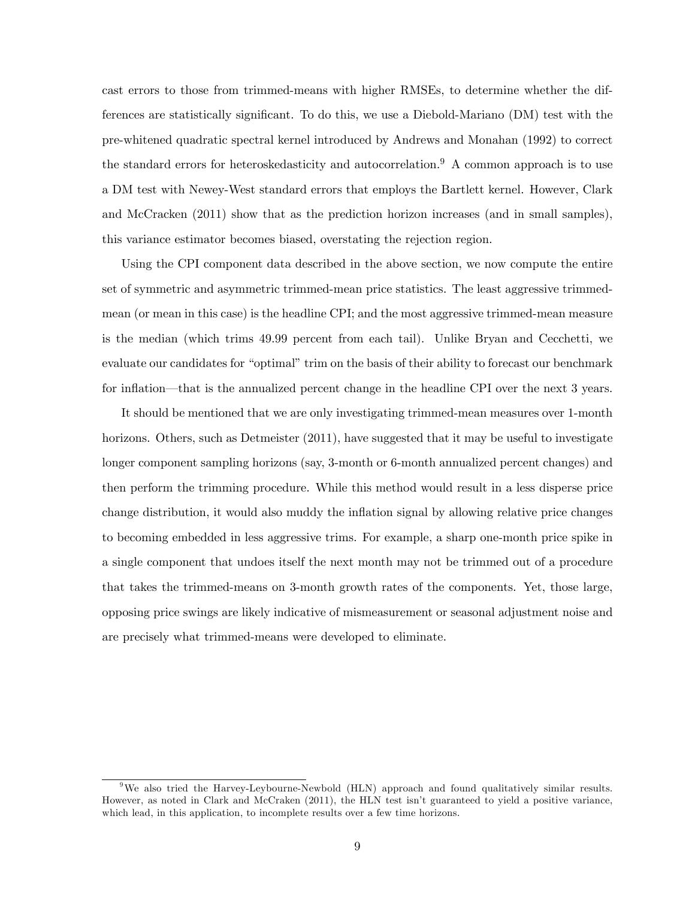cast errors to those from trimmed-means with higher RMSEs, to determine whether the differences are statistically significant. To do this, we use a Diebold-Mariano (DM) test with the pre-whitened quadratic spectral kernel introduced by Andrews and Monahan (1992) to correct the standard errors for heteroskedasticity and autocorrelation.[9] A common approach is to use a DM test with Newey-West standard errors that employs the Bartlett kernel. However, Clark and McCracken (2011) show that as the prediction horizon increases (and in small samples), this variance estimator becomes biased, overstating the rejection region.

Using the CPI component data described in the above section, we now compute the entire set of symmetric and asymmetric trimmed-mean price statistics. The least aggressive trimmed-mean (or mean in this case) is the headline CPI; and the most aggressive trimmed-mean measure is the median (which trims 49.99 percent from each tail). Unlike Bryan and Cecchetti, we evaluate our candidates for "optimal" trim on the basis of their ability to forecast our benchmark for inflation—that is the annualized percent change in the headline CPI over the next 3 years.

It should be mentioned that we are only investigating trimmed-mean measures over 1-month horizons. Others, such as Detmeister (2011), have suggested that it may be useful to investigate longer component sampling horizons (say, 3-month or 6-month annualized percent changes) and then perform the trimming procedure. While this method would result in a less disperse price change distribution, it would also muddy the inflation signal by allowing relative price changes to becoming embedded in less aggressive trims. For example, a sharp one-month price spike in a single component that undoes itself the next month may not be trimmed out of a procedure that takes the trimmed-means on 3-month growth rates of the components. Yet, those large, opposing price swings are likely indicative of mismeasurement or seasonal adjustment noise and are precisely what trimmed-means were developed to eliminate.

[9] We also tried the Harvey-Leybourne-Newbold (HLN) approach and found qualitatively similar results. However, as noted in Clark and McCraken (2011), the HLN test isn't guaranteed to yield a positive variance, which lead, in this application, to incomplete results over a few time horizons.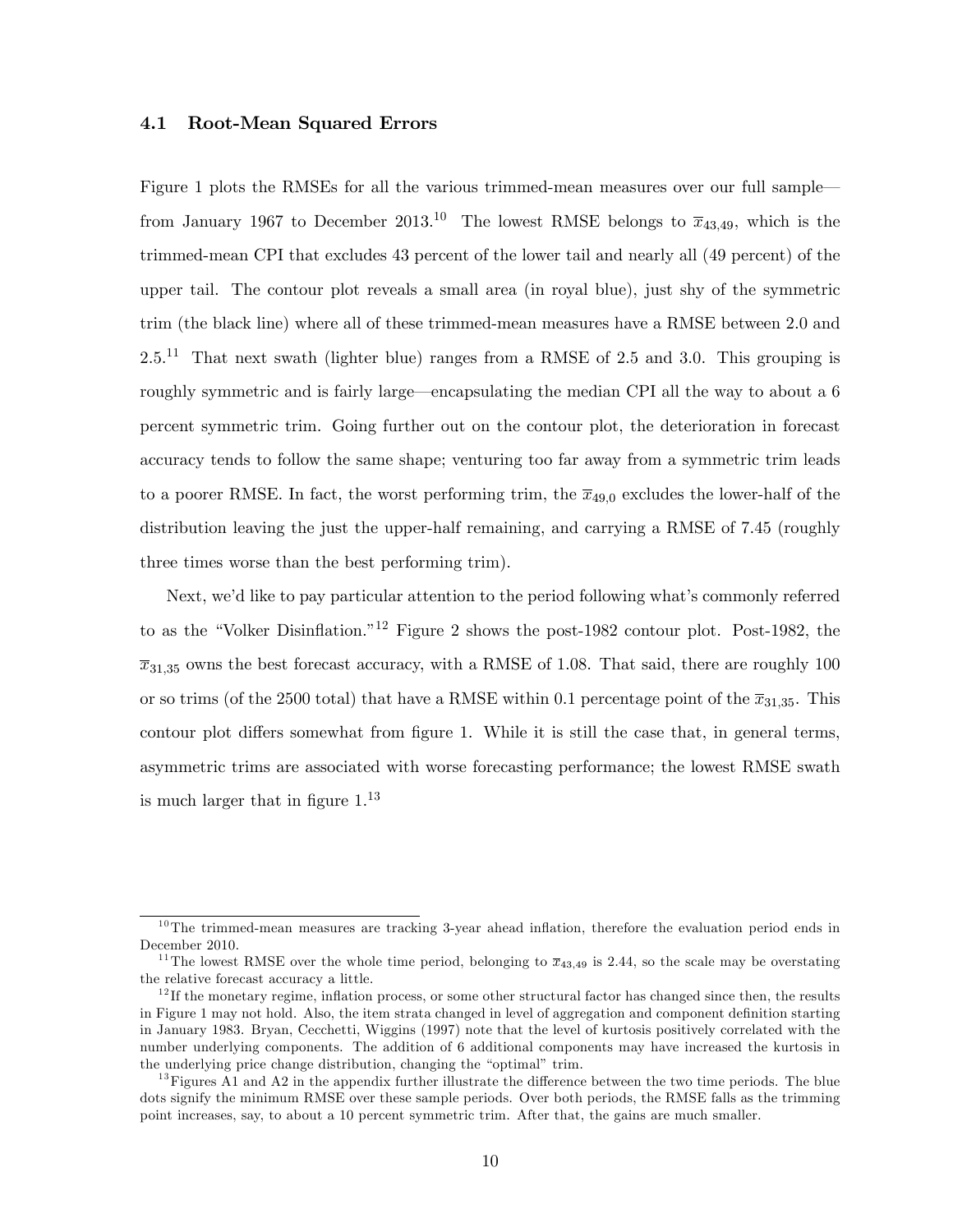### 4.1 Root-Mean Squared Errors

Figure 1 plots the RMSEs for all the various trimmed-mean measures over our full sample—from January 1967 to December 2013.[10] The lowest RMSE belongs to $\overline{x}_{43,49}$, which is the trimmed-mean CPI that excludes 43 percent of the lower tail and nearly all (49 percent) of the upper tail. The contour plot reveals a small area (in royal blue), just shy of the symmetric trim (the black line) where all of these trimmed-mean measures have a RMSE between 2.0 and 2.5.[11] That next swath (lighter blue) ranges from a RMSE of 2.5 and 3.0. This grouping is roughly symmetric and is fairly large—encapsulating the median CPI all the way to about a 6 percent symmetric trim. Going further out on the contour plot, the deterioration in forecast accuracy tends to follow the same shape; venturing too far away from a symmetric trim leads to a poorer RMSE. In fact, the worst performing trim, the $\overline{x}_{49,0}$ excludes the lower-half of the distribution leaving the just the upper-half remaining, and carrying a RMSE of 7.45 (roughly three times worse than the best performing trim).

Next, we'd like to pay particular attention to the period following what's commonly referred to as the "Volker Disinflation."[12] Figure 2 shows the post-1982 contour plot. Post-1982, the $\overline{x}_{31,35}$ owns the best forecast accuracy, with a RMSE of 1.08. That said, there are roughly 100 or so trims (of the 2500 total) that have a RMSE within 0.1 percentage point of the $\overline{x}_{31,35}$. This contour plot differs somewhat from figure 1. While it is still the case that, in general terms, asymmetric trims are associated with worse forecasting performance; the lowest RMSE swath is much larger that in figure 1.[13]

---

[10] The trimmed-mean measures are tracking 3-year ahead inflation, therefore the evaluation period ends in December 2010.

[11] The lowest RMSE over the whole time period, belonging to $\overline{x}_{43,49}$ is 2.44, so the scale may be overstating the relative forecast accuracy a little.

[12] If the monetary regime, inflation process, or some other structural factor has changed since then, the results in Figure 1 may not hold. Also, the item strata changed in level of aggregation and component definition starting in January 1983. Bryan, Cecchetti, Wiggins (1997) note that the level of kurtosis positively correlated with the number underlying components. The addition of 6 additional components may have increased the kurtosis in the underlying price change distribution, changing the "optimal" trim.

[13] Figures A1 and A2 in the appendix further illustrate the difference between the two time periods. The blue dots signify the minimum RMSE over these sample periods. Over both periods, the RMSE falls as the trimming point increases, say, to about a 10 percent symmetric trim. After that, the gains are much smaller.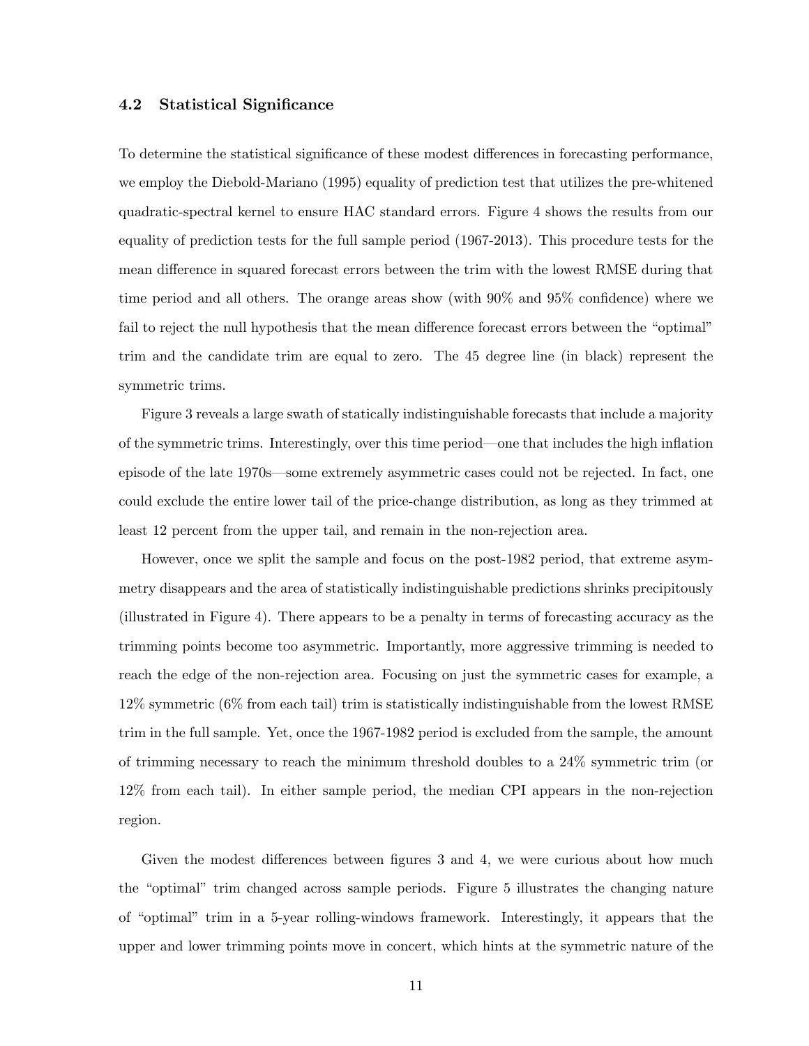### 4.2 Statistical Significance

To determine the statistical significance of these modest differences in forecasting performance, we employ the Diebold-Mariano (1995) equality of prediction test that utilizes the pre-whitened quadratic-spectral kernel to ensure HAC standard errors. Figure 4 shows the results from our equality of prediction tests for the full sample period (1967-2013). This procedure tests for the mean difference in squared forecast errors between the trim with the lowest RMSE during that time period and all others. The orange areas show (with 90% and 95% confidence) where we fail to reject the null hypothesis that the mean difference forecast errors between the "optimal" trim and the candidate trim are equal to zero. The 45 degree line (in black) represent the symmetric trims.

Figure 3 reveals a large swath of statically indistinguishable forecasts that include a majority of the symmetric trims. Interestingly, over this time period—one that includes the high inflation episode of the late 1970s—some extremely asymmetric cases could not be rejected. In fact, one could exclude the entire lower tail of the price-change distribution, as long as they trimmed at least 12 percent from the upper tail, and remain in the non-rejection area.

However, once we split the sample and focus on the post-1982 period, that extreme asymmetry disappears and the area of statistically indistinguishable predictions shrinks precipitously (illustrated in Figure 4). There appears to be a penalty in terms of forecasting accuracy as the trimming points become too asymmetric. Importantly, more aggressive trimming is needed to reach the edge of the non-rejection area. Focusing on just the symmetric cases for example, a 12% symmetric (6% from each tail) trim is statistically indistinguishable from the lowest RMSE trim in the full sample. Yet, once the 1967-1982 period is excluded from the sample, the amount of trimming necessary to reach the minimum threshold doubles to a 24% symmetric trim (or 12% from each tail). In either sample period, the median CPI appears in the non-rejection region.

Given the modest differences between figures 3 and 4, we were curious about how much the "optimal" trim changed across sample periods. Figure 5 illustrates the changing nature of "optimal" trim in a 5-year rolling-windows framework. Interestingly, it appears that the upper and lower trimming points move in concert, which hints at the symmetric nature of the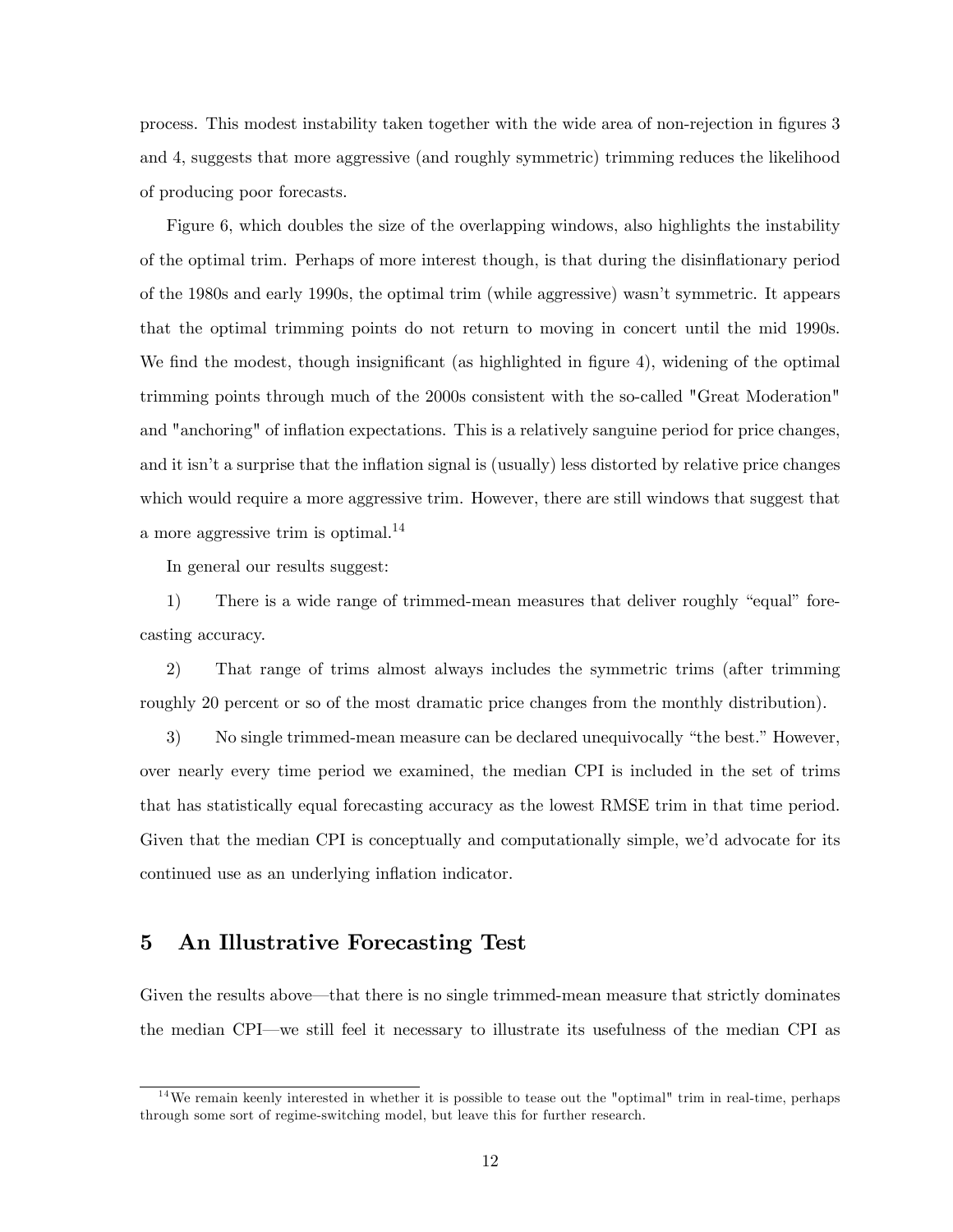process. This modest instability taken together with the wide area of non-rejection in figures 3 and 4, suggests that more aggressive (and roughly symmetric) trimming reduces the likelihood of producing poor forecasts.

Figure 6, which doubles the size of the overlapping windows, also highlights the instability of the optimal trim. Perhaps of more interest though, is that during the disinflationary period of the 1980s and early 1990s, the optimal trim (while aggressive) wasn't symmetric. It appears that the optimal trimming points do not return to moving in concert until the mid 1990s. We find the modest, though insignificant (as highlighted in figure 4), widening of the optimal trimming points through much of the 2000s consistent with the so-called "Great Moderation" and "anchoring" of inflation expectations. This is a relatively sanguine period for price changes, and it isn't a surprise that the inflation signal is (usually) less distorted by relative price changes which would require a more aggressive trim. However, there are still windows that suggest that a more aggressive trim is optimal.[14]

In general our results suggest:

1) There is a wide range of trimmed-mean measures that deliver roughly "equal" forecasting accuracy.

2) That range of trims almost always includes the symmetric trims (after trimming roughly 20 percent or so of the most dramatic price changes from the monthly distribution).

3) No single trimmed-mean measure can be declared unequivocally "the best." However, over nearly every time period we examined, the median CPI is included in the set of trims that has statistically equal forecasting accuracy as the lowest RMSE trim in that time period. Given that the median CPI is conceptually and computationally simple, we'd advocate for its continued use as an underlying inflation indicator.

## 5 An Illustrative Forecasting Test

Given the results above—that there is no single trimmed-mean measure that strictly dominates the median CPI—we still feel it necessary to illustrate its usefulness of the median CPI as

[14] We remain keenly interested in whether it is possible to tease out the "optimal" trim in real-time, perhaps through some sort of regime-switching model, but leave this for further research.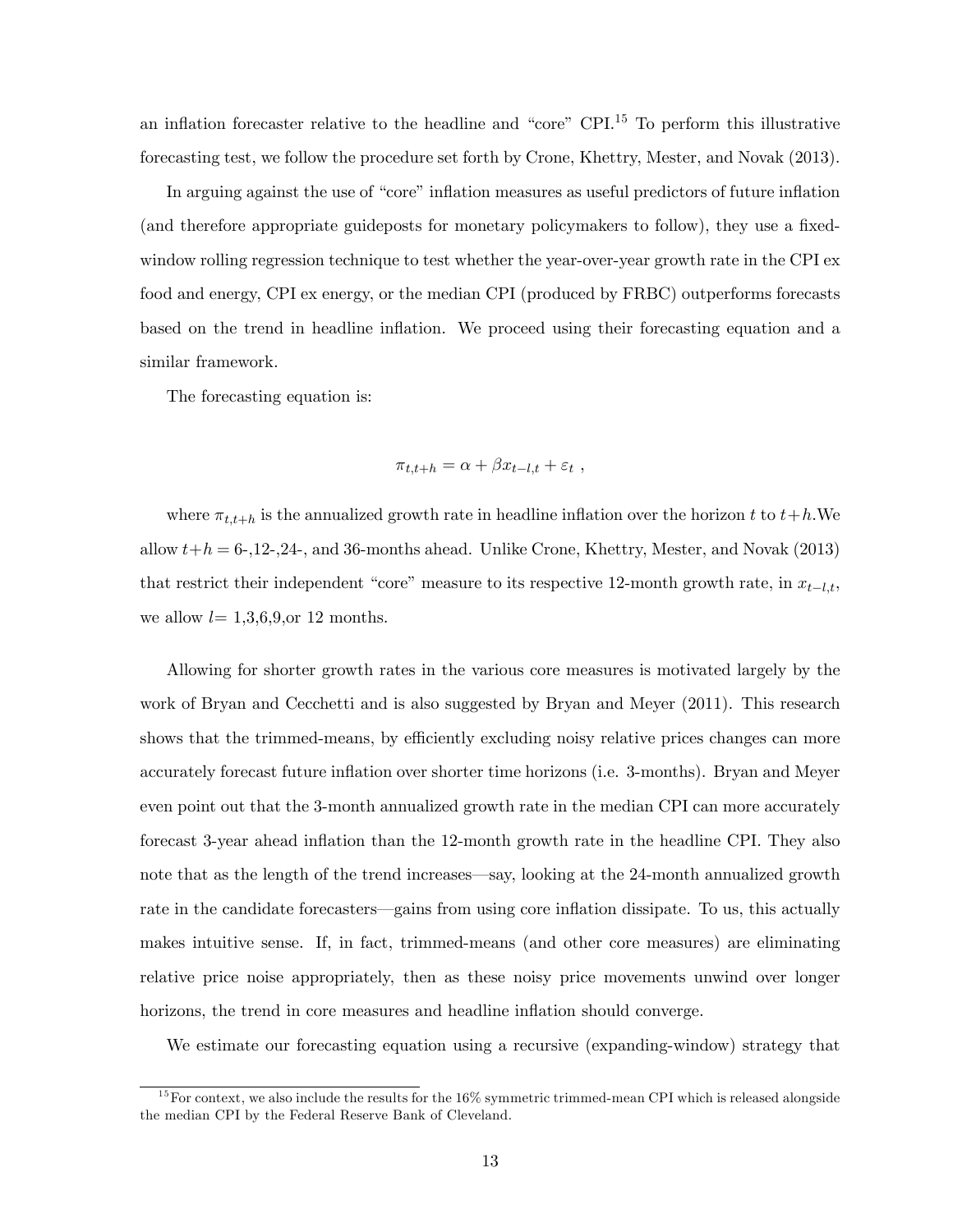an inflation forecaster relative to the headline and "core" CPI.[15] To perform this illustrative forecasting test, we follow the procedure set forth by Crone, Khettry, Mester, and Novak (2013).

In arguing against the use of "core" inflation measures as useful predictors of future inflation (and therefore appropriate guideposts for monetary policymakers to follow), they use a fixed-window rolling regression technique to test whether the year-over-year growth rate in the CPI ex food and energy, CPI ex energy, or the median CPI (produced by FRBC) outperforms forecasts based on the trend in headline inflation. We proceed using their forecasting equation and a similar framework.

The forecasting equation is:

$$\pi_{t,t+h} = \alpha + \beta x_{t-l,t} + \varepsilon_t \ ,$$

where $\pi_{t,t+h}$ is the annualized growth rate in headline inflation over the horizon $t$ to $t+h$.We allow $t+h =$ 6-,12-,24-, and 36-months ahead. Unlike Crone, Khettry, Mester, and Novak (2013) that restrict their independent "core" measure to its respective 12-month growth rate, in $x_{t-l,t}$, we allow $l=$ 1,3,6,9,or 12 months.

Allowing for shorter growth rates in the various core measures is motivated largely by the work of Bryan and Cecchetti and is also suggested by Bryan and Meyer (2011). This research shows that the trimmed-means, by efficiently excluding noisy relative prices changes can more accurately forecast future inflation over shorter time horizons (i.e. 3-months). Bryan and Meyer even point out that the 3-month annualized growth rate in the median CPI can more accurately forecast 3-year ahead inflation than the 12-month growth rate in the headline CPI. They also note that as the length of the trend increases—say, looking at the 24-month annualized growth rate in the candidate forecasters—gains from using core inflation dissipate. To us, this actually makes intuitive sense. If, in fact, trimmed-means (and other core measures) are eliminating relative price noise appropriately, then as these noisy price movements unwind over longer horizons, the trend in core measures and headline inflation should converge.

We estimate our forecasting equation using a recursive (expanding-window) strategy that

[15] For context, we also include the results for the 16% symmetric trimmed-mean CPI which is released alongside the median CPI by the Federal Reserve Bank of Cleveland.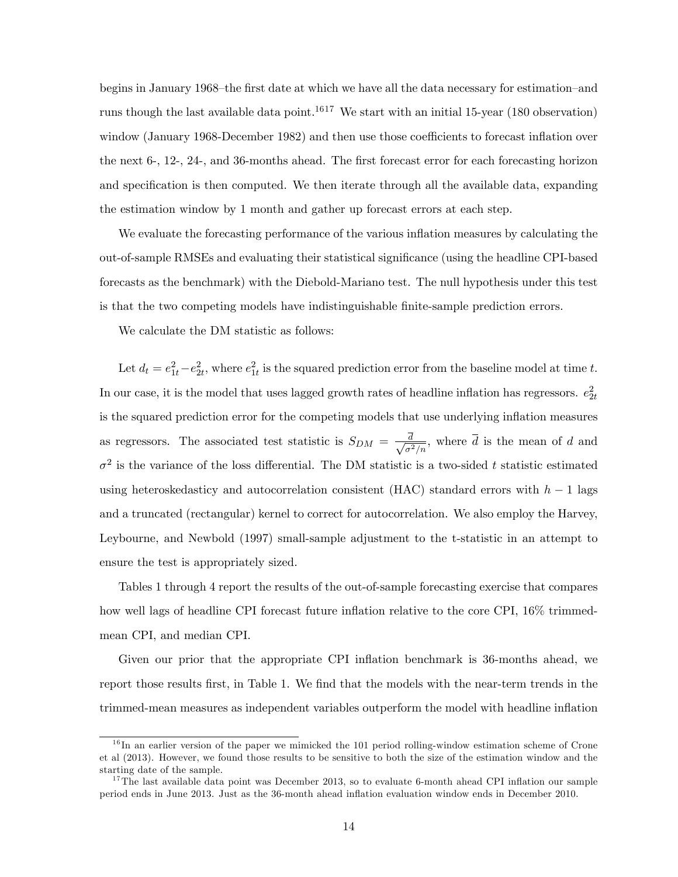begins in January 1968–the first date at which we have all the data necessary for estimation–and runs though the last available data point.[16][17] We start with an initial 15-year (180 observation) window (January 1968-December 1982) and then use those coefficients to forecast inflation over the next 6-, 12-, 24-, and 36-months ahead. The first forecast error for each forecasting horizon and specification is then computed. We then iterate through all the available data, expanding the estimation window by 1 month and gather up forecast errors at each step.

We evaluate the forecasting performance of the various inflation measures by calculating the out-of-sample RMSEs and evaluating their statistical significance (using the headline CPI-based forecasts as the benchmark) with the Diebold-Mariano test. The null hypothesis under this test is that the two competing models have indistinguishable finite-sample prediction errors.

We calculate the DM statistic as follows:

Let $d_t = e_{1t}^2 - e_{2t}^2$, where $e_{1t}^2$ is the squared prediction error from the baseline model at time $t$. In our case, it is the model that uses lagged growth rates of headline inflation has regressors. $e_{2t}^2$ is the squared prediction error for the competing models that use underlying inflation measures as regressors. The associated test statistic is $S_{DM} = \frac{\overline{d}}{\sqrt{\sigma^2/n}}$, where $\overline{d}$ is the mean of $d$ and $\sigma^2$ is the variance of the loss differential. The DM statistic is a two-sided $t$ statistic estimated using heteroskedasticy and autocorrelation consistent (HAC) standard errors with $h-1$ lags and a truncated (rectangular) kernel to correct for autocorrelation. We also employ the Harvey, Leybourne, and Newbold (1997) small-sample adjustment to the t-statistic in an attempt to ensure the test is appropriately sized.

Tables 1 through 4 report the results of the out-of-sample forecasting exercise that compares how well lags of headline CPI forecast future inflation relative to the core CPI, 16% trimmed-mean CPI, and median CPI.

Given our prior that the appropriate CPI inflation benchmark is 36-months ahead, we report those results first, in Table 1. We find that the models with the near-term trends in the trimmed-mean measures as independent variables outperform the model with headline inflation

[16] In an earlier version of the paper we mimicked the 101 period rolling-window estimation scheme of Crone et al (2013). However, we found those results to be sensitive to both the size of the estimation window and the starting date of the sample.

[17] The last available data point was December 2013, so to evaluate 6-month ahead CPI inflation our sample period ends in June 2013. Just as the 36-month ahead inflation evaluation window ends in December 2010.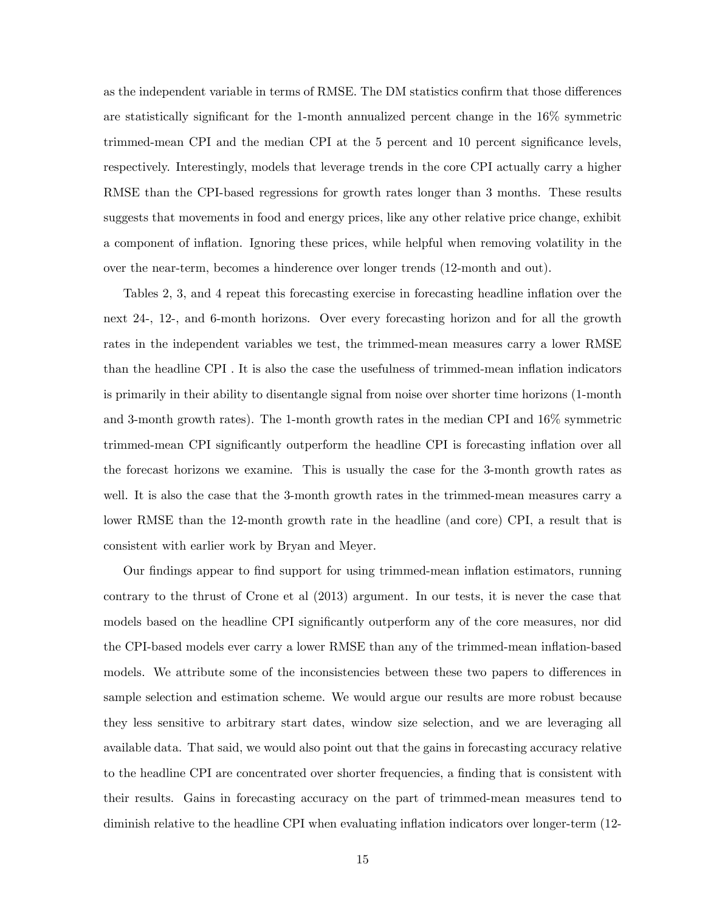as the independent variable in terms of RMSE. The DM statistics confirm that those differences are statistically significant for the 1-month annualized percent change in the 16% symmetric trimmed-mean CPI and the median CPI at the 5 percent and 10 percent significance levels, respectively. Interestingly, models that leverage trends in the core CPI actually carry a higher RMSE than the CPI-based regressions for growth rates longer than 3 months. These results suggests that movements in food and energy prices, like any other relative price change, exhibit a component of inflation. Ignoring these prices, while helpful when removing volatility in the over the near-term, becomes a hinderence over longer trends (12-month and out).

Tables 2, 3, and 4 repeat this forecasting exercise in forecasting headline inflation over the next 24-, 12-, and 6-month horizons. Over every forecasting horizon and for all the growth rates in the independent variables we test, the trimmed-mean measures carry a lower RMSE than the headline CPI . It is also the case the usefulness of trimmed-mean inflation indicators is primarily in their ability to disentangle signal from noise over shorter time horizons (1-month and 3-month growth rates). The 1-month growth rates in the median CPI and 16% symmetric trimmed-mean CPI significantly outperform the headline CPI is forecasting inflation over all the forecast horizons we examine. This is usually the case for the 3-month growth rates as well. It is also the case that the 3-month growth rates in the trimmed-mean measures carry a lower RMSE than the 12-month growth rate in the headline (and core) CPI, a result that is consistent with earlier work by Bryan and Meyer.

Our findings appear to find support for using trimmed-mean inflation estimators, running contrary to the thrust of Crone et al (2013) argument. In our tests, it is never the case that models based on the headline CPI significantly outperform any of the core measures, nor did the CPI-based models ever carry a lower RMSE than any of the trimmed-mean inflation-based models. We attribute some of the inconsistencies between these two papers to differences in sample selection and estimation scheme. We would argue our results are more robust because they less sensitive to arbitrary start dates, window size selection, and we are leveraging all available data. That said, we would also point out that the gains in forecasting accuracy relative to the headline CPI are concentrated over shorter frequencies, a finding that is consistent with their results. Gains in forecasting accuracy on the part of trimmed-mean measures tend to diminish relative to the headline CPI when evaluating inflation indicators over longer-term (12-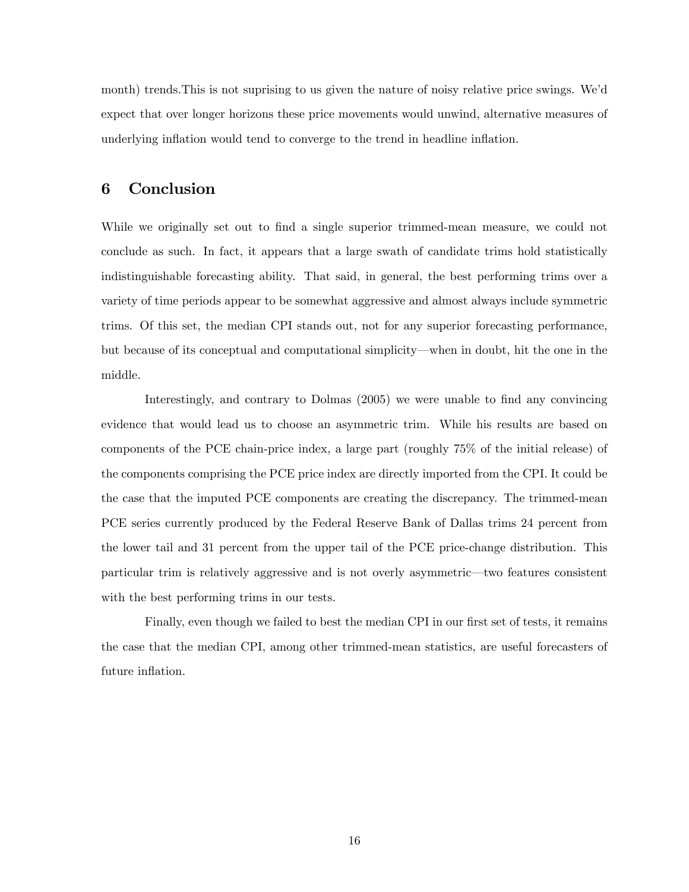month) trends.This is not suprising to us given the nature of noisy relative price swings. We'd expect that over longer horizons these price movements would unwind, alternative measures of underlying inflation would tend to converge to the trend in headline inflation.

## 6 Conclusion

While we originally set out to find a single superior trimmed-mean measure, we could not conclude as such. In fact, it appears that a large swath of candidate trims hold statistically indistinguishable forecasting ability. That said, in general, the best performing trims over a variety of time periods appear to be somewhat aggressive and almost always include symmetric trims. Of this set, the median CPI stands out, not for any superior forecasting performance, but because of its conceptual and computational simplicity—when in doubt, hit the one in the middle.

Interestingly, and contrary to Dolmas (2005) we were unable to find any convincing evidence that would lead us to choose an asymmetric trim. While his results are based on components of the PCE chain-price index, a large part (roughly 75% of the initial release) of the components comprising the PCE price index are directly imported from the CPI. It could be the case that the imputed PCE components are creating the discrepancy. The trimmed-mean PCE series currently produced by the Federal Reserve Bank of Dallas trims 24 percent from the lower tail and 31 percent from the upper tail of the PCE price-change distribution. This particular trim is relatively aggressive and is not overly asymmetric—two features consistent with the best performing trims in our tests.

Finally, even though we failed to best the median CPI in our first set of tests, it remains the case that the median CPI, among other trimmed-mean statistics, are useful forecasters of future inflation.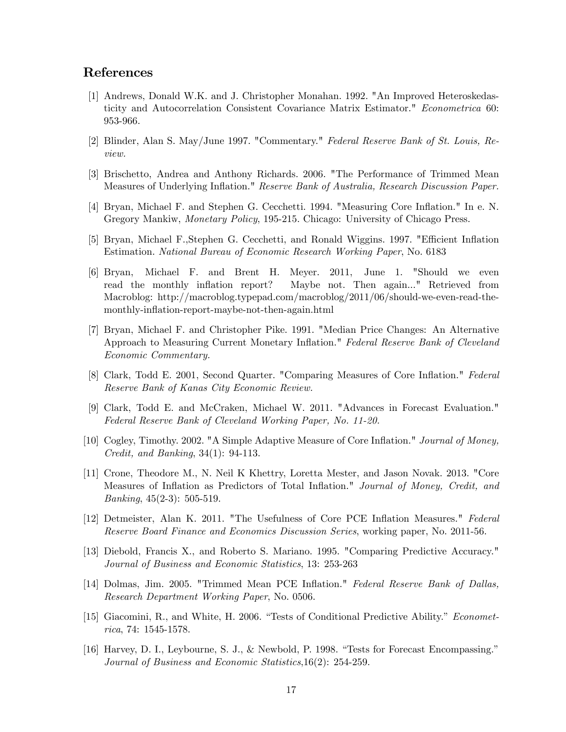## References

[1] Andrews, Donald W.K. and J. Christopher Monahan. 1992. "An Improved Heteroskedasticity and Autocorrelation Consistent Covariance Matrix Estimator." *Econometrica* 60: 953-966.

[2] Blinder, Alan S. May/June 1997. "Commentary." *Federal Reserve Bank of St. Louis, Review.*

[3] Brischetto, Andrea and Anthony Richards. 2006. "The Performance of Trimmed Mean Measures of Underlying Inflation." *Reserve Bank of Australia, Research Discussion Paper.*

[4] Bryan, Michael F. and Stephen G. Cecchetti. 1994. "Measuring Core Inflation." In e. N. Gregory Mankiw, *Monetary Policy*, 195-215. Chicago: University of Chicago Press.

[5] Bryan, Michael F.,Stephen G. Cecchetti, and Ronald Wiggins. 1997. "Efficient Inflation Estimation. *National Bureau of Economic Research Working Paper*, No. 6183

[6] Bryan, Michael F. and Brent H. Meyer. 2011, June 1. "Should we even read the monthly inflation report? Maybe not. Then again..." Retrieved from Macroblog: http://macroblog.typepad.com/macroblog/2011/06/should-we-even-read-the-monthly-inflation-report-maybe-not-then-again.html

[7] Bryan, Michael F. and Christopher Pike. 1991. "Median Price Changes: An Alternative Approach to Measuring Current Monetary Inflation." *Federal Reserve Bank of Cleveland Economic Commentary.*

[8] Clark, Todd E. 2001, Second Quarter. "Comparing Measures of Core Inflation." *Federal Reserve Bank of Kanas City Economic Review.*

[9] Clark, Todd E. and McCraken, Michael W. 2011. "Advances in Forecast Evaluation." *Federal Reserve Bank of Cleveland Working Paper, No. 11-20.*

[10] Cogley, Timothy. 2002. "A Simple Adaptive Measure of Core Inflation." *Journal of Money, Credit, and Banking*, 34(1): 94-113.

[11] Crone, Theodore M., N. Neil K Khettry, Loretta Mester, and Jason Novak. 2013. "Core Measures of Inflation as Predictors of Total Inflation." *Journal of Money, Credit, and Banking*, 45(2-3): 505-519.

[12] Detmeister, Alan K. 2011. "The Usefulness of Core PCE Inflation Measures." *Federal Reserve Board Finance and Economics Discussion Series*, working paper, No. 2011-56.

[13] Diebold, Francis X., and Roberto S. Mariano. 1995. "Comparing Predictive Accuracy." *Journal of Business and Economic Statistics*, 13: 253-263

[14] Dolmas, Jim. 2005. "Trimmed Mean PCE Inflation." *Federal Reserve Bank of Dallas, Research Department Working Paper*, No. 0506.

[15] Giacomini, R., and White, H. 2006. "Tests of Conditional Predictive Ability." *Econometrica*, 74: 1545-1578.

[16] Harvey, D. I., Leybourne, S. J., & Newbold, P. 1998. "Tests for Forecast Encompassing." *Journal of Business and Economic Statistics*,16(2): 254-259.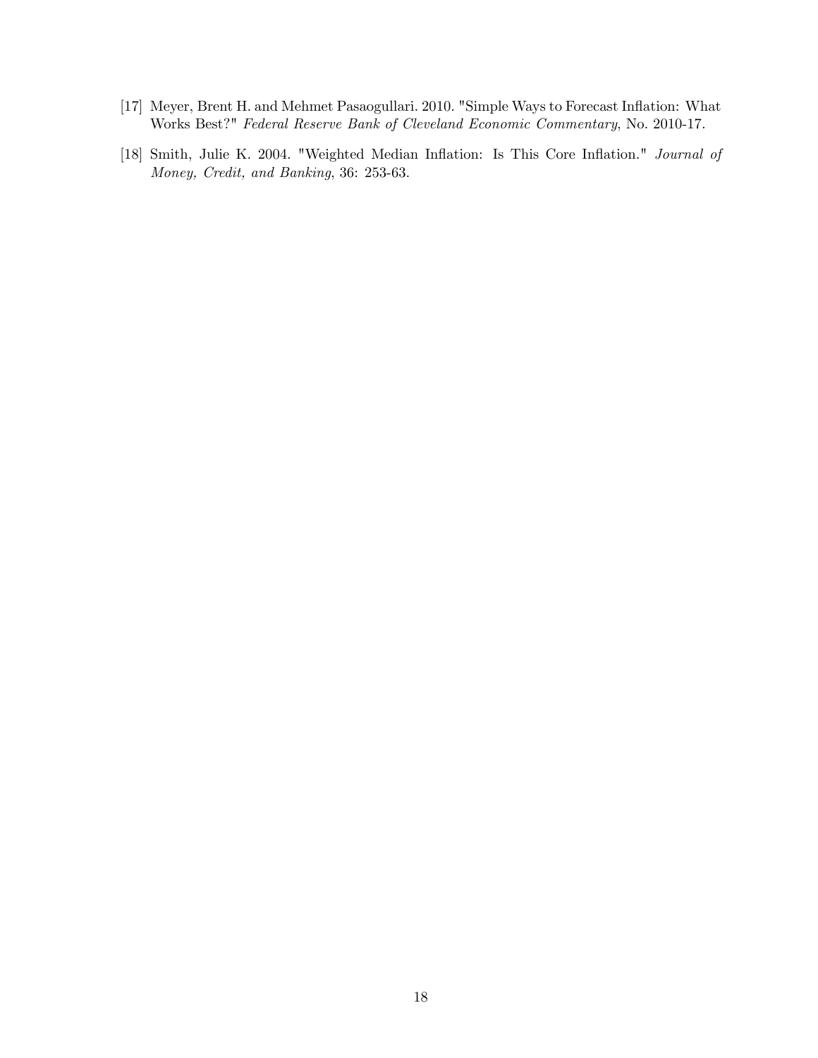[17] Meyer, Brent H. and Mehmet Pasaogullari. 2010. "Simple Ways to Forecast Inflation: What Works Best?" *Federal Reserve Bank of Cleveland Economic Commentary*, No. 2010-17.

[18] Smith, Julie K. 2004. "Weighted Median Inflation: Is This Core Inflation." *Journal of Money, Credit, and Banking*, 36: 253-63.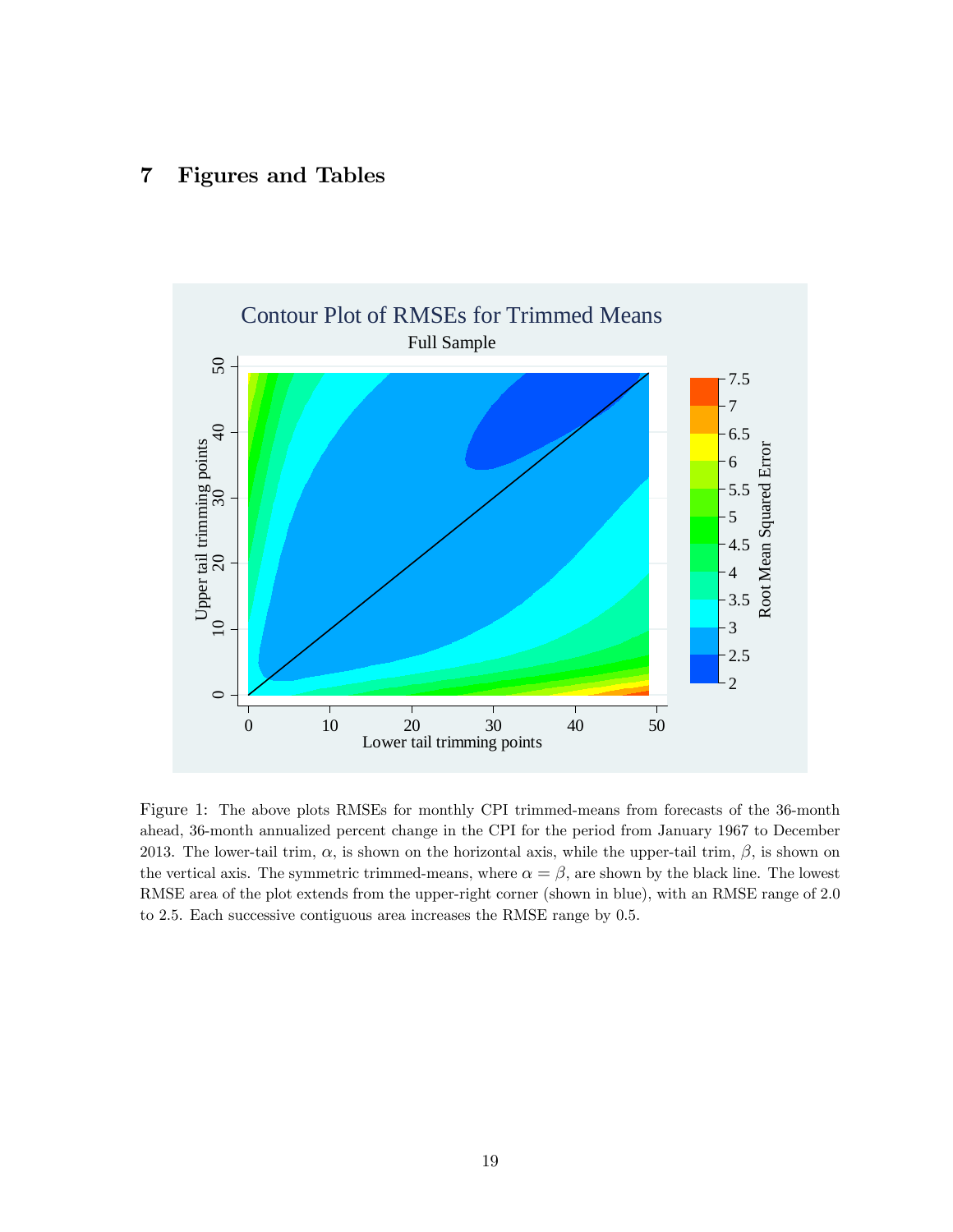# 7 Figures and Tables

Figure 1: The above plots RMSEs for monthly CPI trimmed-means from forecasts of the 36-month ahead, 36-month annualized percent change in the CPI for the period from January 1967 to December 2013. The lower-tail trim, $\alpha$, is shown on the horizontal axis, while the upper-tail trim, $\beta$, is shown on the vertical axis. The symmetric trimmed-means, where $\alpha = \beta$, are shown by the black line. The lowest RMSE area of the plot extends from the upper-right corner (shown in blue), with an RMSE range of 2.0 to 2.5. Each successive contiguous area increases the RMSE range by 0.5.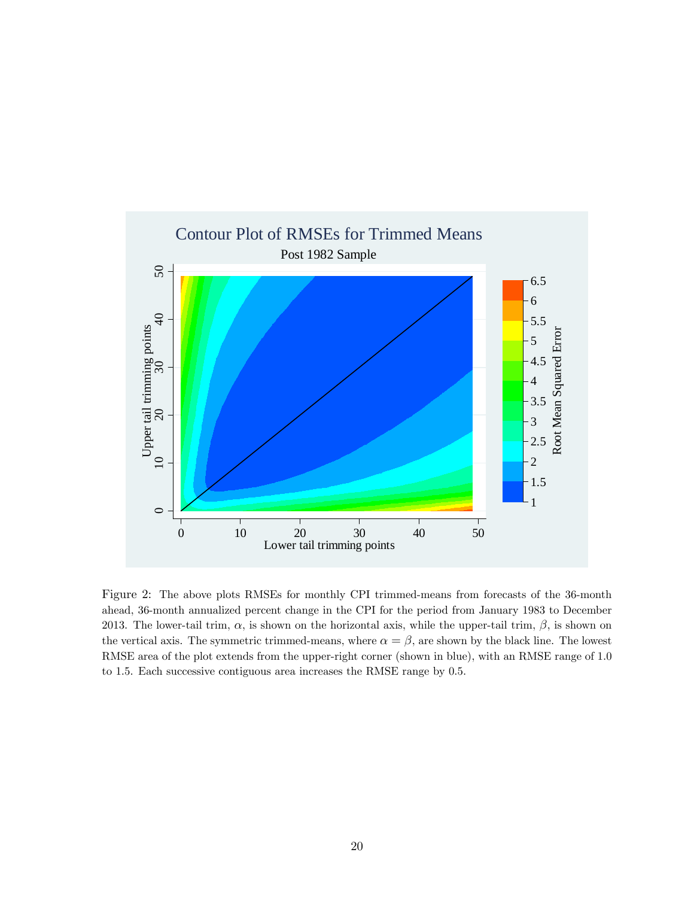Figure 2: The above plots RMSEs for monthly CPI trimmed-means from forecasts of the 36-month ahead, 36-month annualized percent change in the CPI for the period from January 1983 to December 2013. The lower-tail trim, $\alpha$, is shown on the horizontal axis, while the upper-tail trim, $\beta$, is shown on the vertical axis. The symmetric trimmed-means, where $\alpha = \beta$, are shown by the black line. The lowest RMSE area of the plot extends from the upper-right corner (shown in blue), with an RMSE range of 1.0 to 1.5. Each successive contiguous area increases the RMSE range by 0.5.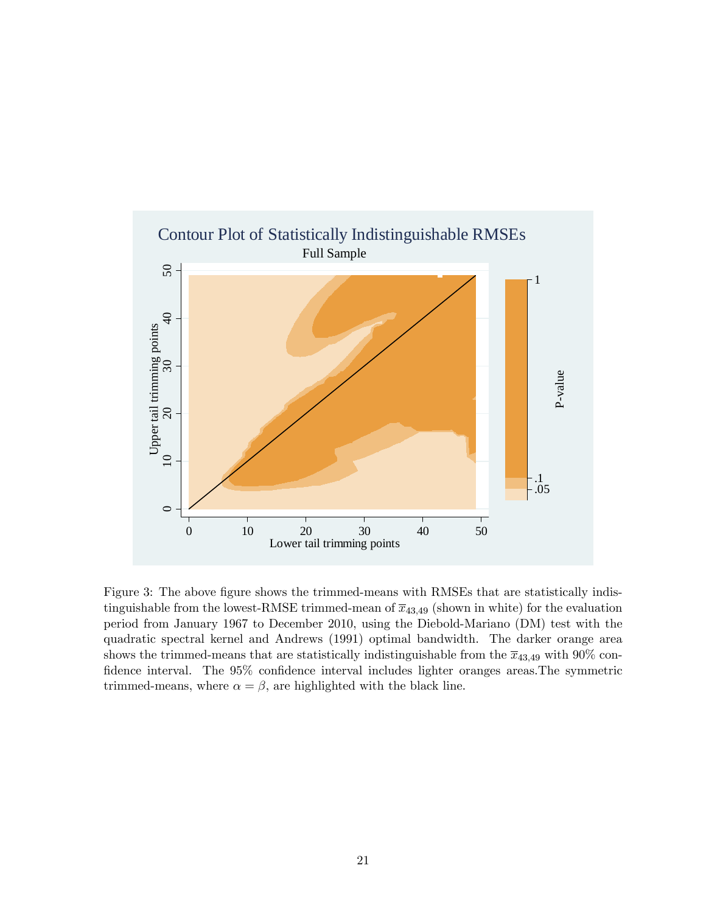Figure 3: The above figure shows the trimmed-means with RMSEs that are statistically indistinguishable from the lowest-RMSE trimmed-mean of $\overline{x}_{43,49}$ (shown in white) for the evaluation period from January 1967 to December 2010, using the Diebold-Mariano (DM) test with the quadratic spectral kernel and Andrews (1991) optimal bandwidth. The darker orange area shows the trimmed-means that are statistically indistinguishable from the $\overline{x}_{43,49}$ with 90% confidence interval. The 95% confidence interval includes lighter oranges areas.The symmetric trimmed-means, where $\alpha = \beta$, are highlighted with the black line.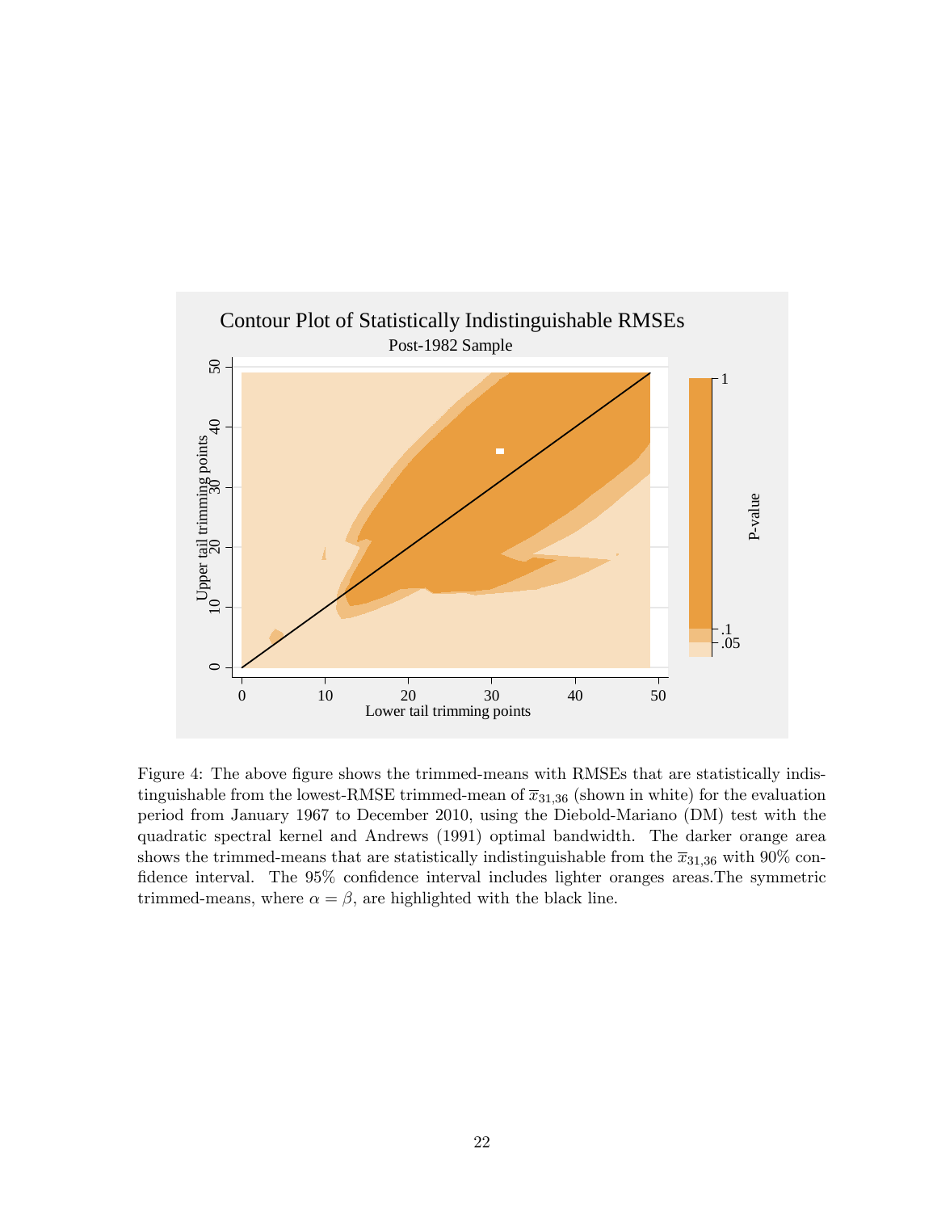Contour Plot of Statistically Indistinguishable RMSEs

Post-1982 Sample

Figure 4: The above figure shows the trimmed-means with RMSEs that are statistically indistinguishable from the lowest-RMSE trimmed-mean of $\overline{x}_{31,36}$ (shown in white) for the evaluation period from January 1967 to December 2010, using the Diebold-Mariano (DM) test with the quadratic spectral kernel and Andrews (1991) optimal bandwidth. The darker orange area shows the trimmed-means that are statistically indistinguishable from the $\overline{x}_{31,36}$ with 90% confidence interval. The 95% confidence interval includes lighter oranges areas.The symmetric trimmed-means, where $\alpha = \beta$, are highlighted with the black line.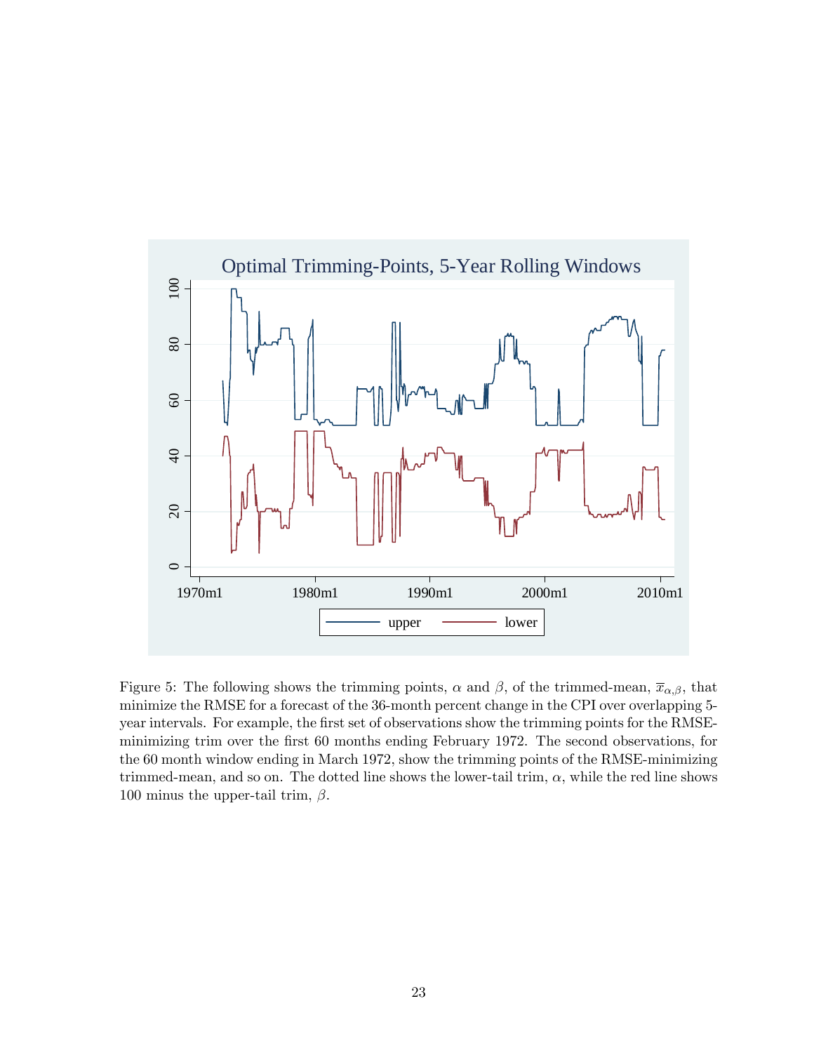Figure 5: The following shows the trimming points, $\alpha$ and $\beta$, of the trimmed-mean, $\overline{x}_{\alpha,\beta}$, that minimize the RMSE for a forecast of the 36-month percent change in the CPI over overlapping 5-year intervals. For example, the first set of observations show the trimming points for the RMSE-minimizing trim over the first 60 months ending February 1972. The second observations, for the 60 month window ending in March 1972, show the trimming points of the RMSE-minimizing trimmed-mean, and so on. The dotted line shows the lower-tail trim, $\alpha$, while the red line shows 100 minus the upper-tail trim, $\beta$.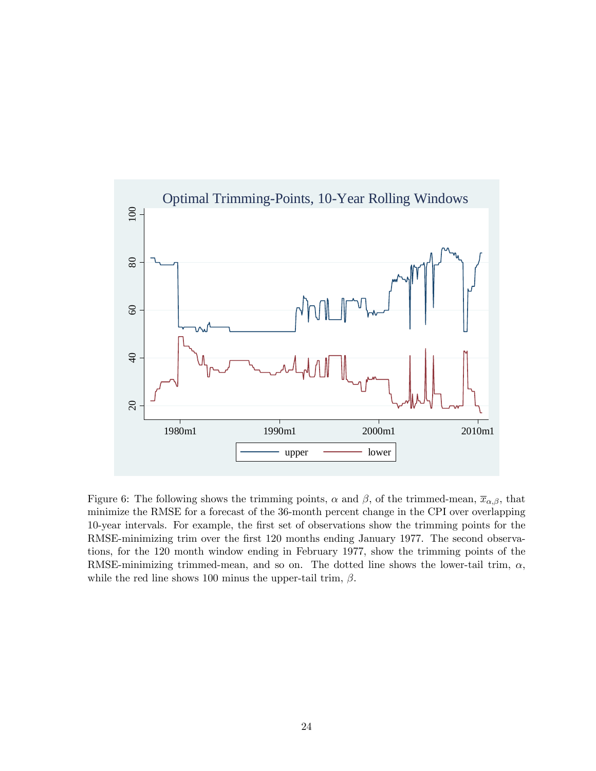Figure 6: The following shows the trimming points, $\alpha$ and $\beta$, of the trimmed-mean, $\overline{x}_{\alpha,\beta}$, that minimize the RMSE for a forecast of the 36-month percent change in the CPI over overlapping 10-year intervals. For example, the first set of observations show the trimming points for the RMSE-minimizing trim over the first 120 months ending January 1977. The second observations, for the 120 month window ending in February 1977, show the trimming points of the RMSE-minimizing trimmed-mean, and so on. The dotted line shows the lower-tail trim, $\alpha$, while the red line shows 100 minus the upper-tail trim, $\beta$.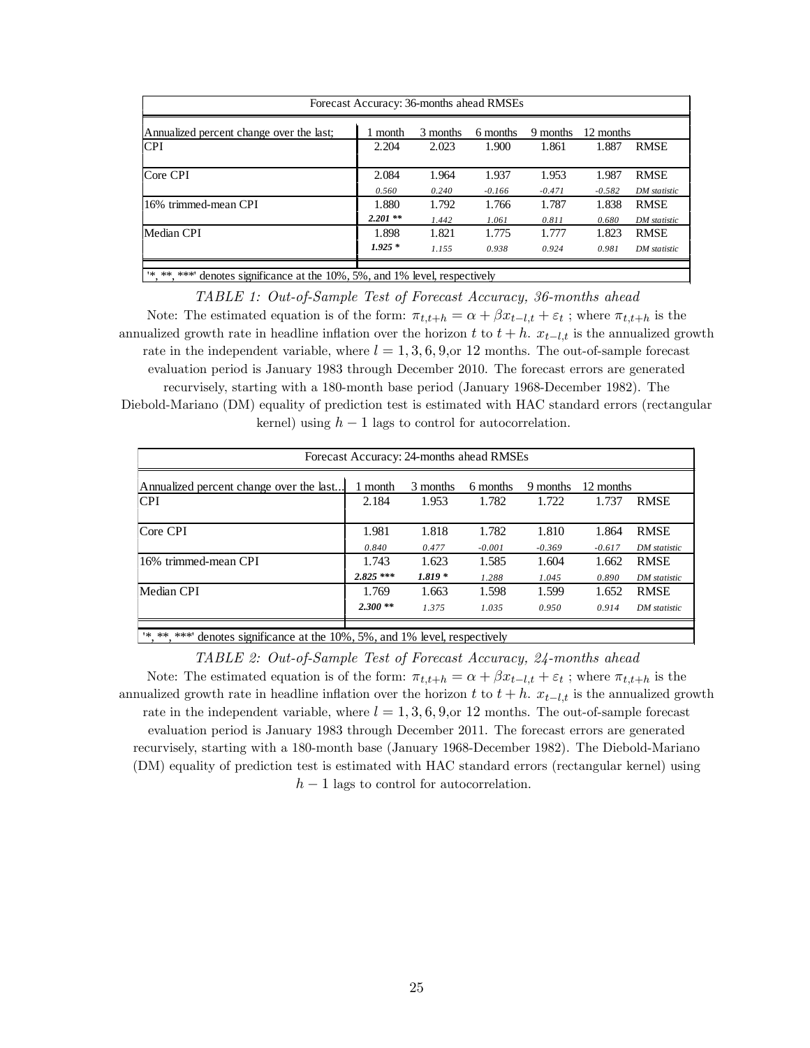| Forecast Accuracy: 36-months ahead RMSEs | | | | | | |
|---|---|---|---|---|---|---|
| Annualized percent change over the last; | 1 month | 3 months | 6 months | 9 months | 12 months | |
| CPI | 2.204 | 2.023 | 1.900 | 1.861 | 1.887 | RMSE |
| Core CPI | 2.084 | 1.964 | 1.937 | 1.953 | 1.987 | RMSE |
| | *0.560* | *0.240* | *-0.166* | *-0.471* | *-0.582* | *DM statistic* |
| 16% trimmed-mean CPI | 1.880 | 1.792 | 1.766 | 1.787 | 1.838 | RMSE |
| | ***2.201 \*\**** | *1.442* | *1.061* | *0.811* | *0.680* | *DM statistic* |
| Median CPI | 1.898 | 1.821 | 1.775 | 1.777 | 1.823 | RMSE |
| | ***1.925 \**** | *1.155* | *0.938* | *0.924* | *0.981* | *DM statistic* |
| '*, **, ***' denotes significance at the 10%, 5%, and 1% level, respectively | | | | | | |

*TABLE 1: Out-of-Sample Test of Forecast Accuracy, 36-months ahead*

Note: The estimated equation is of the form: $\pi_{t,t+h} = \alpha + \beta x_{t-l,t} + \varepsilon_t$ ; where $\pi_{t,t+h}$ is the annualized growth rate in headline inflation over the horizon $t$ to $t+h$. $x_{t-l,t}$ is the annualized growth rate in the independent variable, where $l = 1, 3, 6, 9,$or 12 months. The out-of-sample forecast evaluation period is January 1983 through December 2010. The forecast errors are generated recurvisely, starting with a 180-month base period (January 1968-December 1982). The Diebold-Mariano (DM) equality of prediction test is estimated with HAC standard errors (rectangular kernel) using $h-1$ lags to control for autocorrelation.

| Forecast Accuracy: 24-months ahead RMSEs | | | | | | |
|---|---|---|---|---|---|---|
| Annualized percent change over the last... | 1 month | 3 months | 6 months | 9 months | 12 months | |
| CPI | 2.184 | 1.953 | 1.782 | 1.722 | 1.737 | RMSE |
| Core CPI | 1.981 | 1.818 | 1.782 | 1.810 | 1.864 | RMSE |
| | *0.840* | *0.477* | *-0.001* | *-0.369* | *-0.617* | *DM statistic* |
| 16% trimmed-mean CPI | 1.743 | 1.623 | 1.585 | 1.604 | 1.662 | RMSE |
| | ***2.825 \*\*\**** | ***1.819 \**** | *1.288* | *1.045* | *0.890* | *DM statistic* |
| Median CPI | 1.769 | 1.663 | 1.598 | 1.599 | 1.652 | RMSE |
| | ***2.300 \*\**** | *1.375* | *1.035* | *0.950* | *0.914* | *DM statistic* |
| '*, **, ***' denotes significance at the 10%, 5%, and 1% level, respectively | | | | | | |

*TABLE 2: Out-of-Sample Test of Forecast Accuracy, 24-months ahead*

Note: The estimated equation is of the form: $\pi_{t,t+h} = \alpha + \beta x_{t-l,t} + \varepsilon_t$ ; where $\pi_{t,t+h}$ is the annualized growth rate in headline inflation over the horizon $t$ to $t+h$. $x_{t-l,t}$ is the annualized growth rate in the independent variable, where $l = 1, 3, 6, 9,$or 12 months. The out-of-sample forecast evaluation period is January 1983 through December 2011. The forecast errors are generated recurvisely, starting with a 180-month base (January 1968-December 1982). The Diebold-Mariano (DM) equality of prediction test is estimated with HAC standard errors (rectangular kernel) using $h-1$ lags to control for autocorrelation.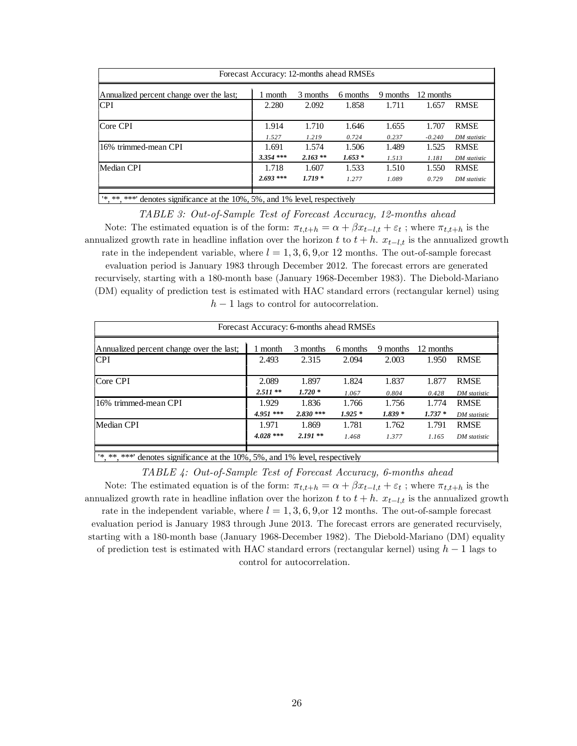| Forecast Accuracy: 12-months ahead RMSEs | | | | | | |
|---|---|---|---|---|---|---|
| Annualized percent change over the last; | 1 month | 3 months | 6 months | 9 months | 12 months | |
| CPI | 2.280 | 2.092 | 1.858 | 1.711 | 1.657 | RMSE |
| Core CPI | 1.914 | 1.710 | 1.646 | 1.655 | 1.707 | RMSE |
| | *1.527* | *1.219* | *0.724* | *0.237* | *-0.240* | *DM statistic* |
| 16% trimmed-mean CPI | 1.691 | 1.574 | 1.506 | 1.489 | 1.525 | RMSE |
| | ***3.354 **** | ***2.163 *** | ***1.653 ** | *1.513* | *1.181* | *DM statistic* |
| Median CPI | 1.718 | 1.607 | 1.533 | 1.510 | 1.550 | RMSE |
| | ***2.693 **** | ***1.719 ** | *1.277* | *1.089* | *0.729* | *DM statistic* |

'*, **, ***' denotes significance at the 10%, 5%, and 1% level, respectively

*TABLE 3: Out-of-Sample Test of Forecast Accuracy, 12-months ahead*

Note: The estimated equation is of the form: $\pi_{t,t+h} = \alpha + \beta x_{t-l,t} + \varepsilon_t$ ; where $\pi_{t,t+h}$ is the annualized growth rate in headline inflation over the horizon $t$ to $t+h$. $x_{t-l,t}$ is the annualized growth rate in the independent variable, where $l = 1, 3, 6, 9,$or 12 months. The out-of-sample forecast evaluation period is January 1983 through December 2012. The forecast errors are generated recursively, starting with a 180-month base (January 1968-December 1983). The Diebold-Mariano (DM) equality of prediction test is estimated with HAC standard errors (rectangular kernel) using $h-1$ lags to control for autocorrelation.

| Forecast Accuracy: 6-months ahead RMSEs | | | | | | |
|---|---|---|---|---|---|---|
| Annualized percent change over the last; | 1 month | 3 months | 6 months | 9 months | 12 months | |
| CPI | 2.493 | 2.315 | 2.094 | 2.003 | 1.950 | RMSE |
| Core CPI | 2.089 | 1.897 | 1.824 | 1.837 | 1.877 | RMSE |
| | ***2.511 *** | ***1.720 ** | *1.067* | *0.804* | *0.428* | *DM statistic* |
| 16% trimmed-mean CPI | 1.929 | 1.836 | 1.766 | 1.756 | 1.774 | RMSE |
| | ***4.951 **** | ***2.830 **** | ***1.925 ** | ***1.839 ** | ***1.737 ** | *DM statistic* |
| Median CPI | 1.971 | 1.869 | 1.781 | 1.762 | 1.791 | RMSE |
| | ***4.028 **** | ***2.191 *** | *1.468* | *1.377* | *1.165* | *DM statistic* |

'*, **, ***' denotes significance at the 10%, 5%, and 1% level, respectively

*TABLE 4: Out-of-Sample Test of Forecast Accuracy, 6-months ahead*

Note: The estimated equation is of the form: $\pi_{t,t+h} = \alpha + \beta x_{t-l,t} + \varepsilon_t$ ; where $\pi_{t,t+h}$ is the annualized growth rate in headline inflation over the horizon $t$ to $t+h$. $x_{t-l,t}$ is the annualized growth rate in the independent variable, where $l = 1, 3, 6, 9,$or 12 months. The out-of-sample forecast evaluation period is January 1983 through June 2013. The forecast errors are generated recursively, starting with a 180-month base (January 1968-December 1982). The Diebold-Mariano (DM) equality of prediction test is estimated with HAC standard errors (rectangular kernel) using $h-1$ lags to control for autocorrelation.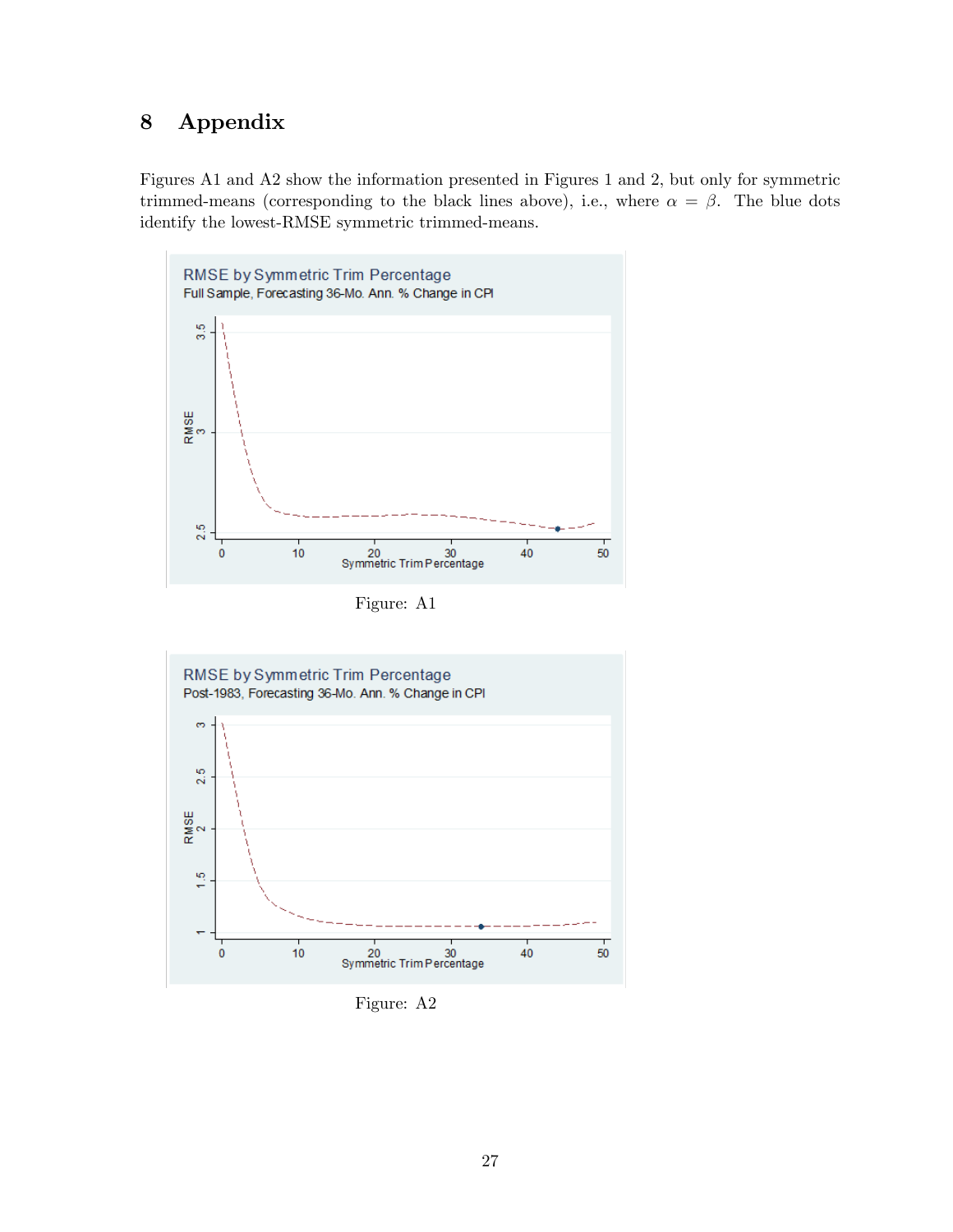# 8 Appendix

Figures A1 and A2 show the information presented in Figures 1 and 2, but only for symmetric trimmed-means (corresponding to the black lines above), i.e., where $\alpha = \beta$. The blue dots identify the lowest-RMSE symmetric trimmed-means.

RMSE by Symmetric Trim Percentage

Full Sample, Forecasting 36-Mo. Ann. % Change in CPI

RMSE

3.5

3

2.5

0

10

20

30

40

50

Symmetric Trim Percentage

Figure: A1

RMSE by Symmetric Trim Percentage

Post-1983, Forecasting 36-Mo. Ann. % Change in CPI

RMSE

3

2.5

2

1.5

1

0

10

20

30

40

50

Symmetric Trim Percentage

Figure: A2